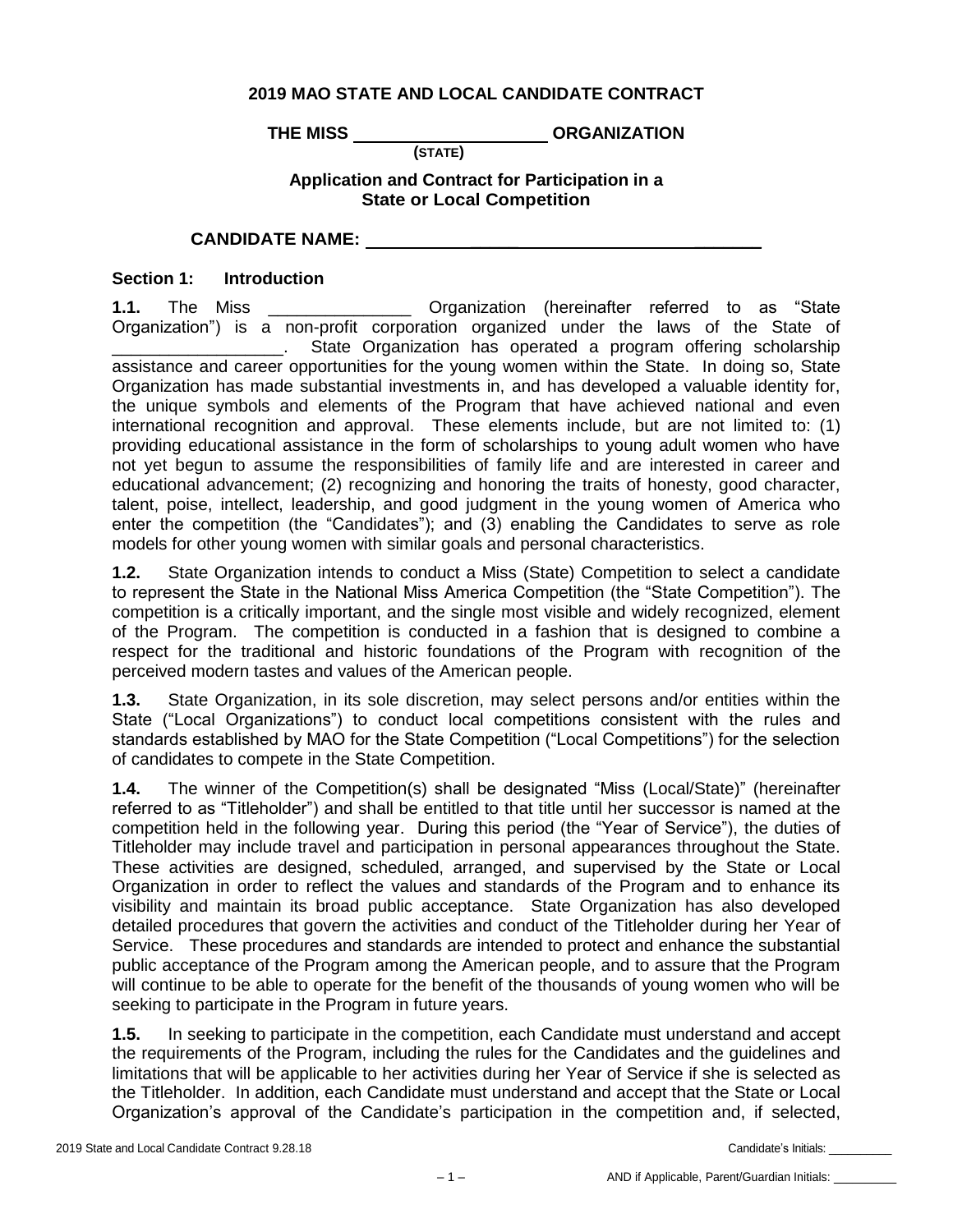**2019 MAO STATE AND LOCAL CANDIDATE CONTRACT**

**THE MISS \_\_\_\_\_\_\_\_\_\_\_\_\_\_\_\_\_\_\_\_ ORGANIZATION**
**(STATE)**

**Application and Contract for Participation in a State or Local Competition**

**CANDIDATE NAME: \_\_\_\_\_\_\_\_\_\_\_\_\_\_\_\_\_\_\_\_\_\_\_\_\_\_\_\_\_\_\_\_\_\_\_\_\_\_\_\_**

## Section 1: Introduction

**1.1.** The Miss \_\_\_\_\_\_\_\_\_\_\_\_\_\_\_ Organization (hereinafter referred to as "State Organization") is a non-profit corporation organized under the laws of the State of \_\_\_\_\_\_\_\_\_\_\_\_\_\_\_\_\_\_. State Organization has operated a program offering scholarship assistance and career opportunities for the young women within the State. In doing so, State Organization has made substantial investments in, and has developed a valuable identity for, the unique symbols and elements of the Program that have achieved national and even international recognition and approval. These elements include, but are not limited to: (1) providing educational assistance in the form of scholarships to young adult women who have not yet begun to assume the responsibilities of family life and are interested in career and educational advancement; (2) recognizing and honoring the traits of honesty, good character, talent, poise, intellect, leadership, and good judgment in the young women of America who enter the competition (the "Candidates"); and (3) enabling the Candidates to serve as role models for other young women with similar goals and personal characteristics.

**1.2.** State Organization intends to conduct a Miss (State) Competition to select a candidate to represent the State in the National Miss America Competition (the "State Competition"). The competition is a critically important, and the single most visible and widely recognized, element of the Program. The competition is conducted in a fashion that is designed to combine a respect for the traditional and historic foundations of the Program with recognition of the perceived modern tastes and values of the American people.

**1.3.** State Organization, in its sole discretion, may select persons and/or entities within the State ("Local Organizations") to conduct local competitions consistent with the rules and standards established by MAO for the State Competition ("Local Competitions") for the selection of candidates to compete in the State Competition.

**1.4.** The winner of the Competition(s) shall be designated "Miss (Local/State)" (hereinafter referred to as "Titleholder") and shall be entitled to that title until her successor is named at the competition held in the following year. During this period (the "Year of Service"), the duties of Titleholder may include travel and participation in personal appearances throughout the State. These activities are designed, scheduled, arranged, and supervised by the State or Local Organization in order to reflect the values and standards of the Program and to enhance its visibility and maintain its broad public acceptance. State Organization has also developed detailed procedures that govern the activities and conduct of the Titleholder during her Year of Service. These procedures and standards are intended to protect and enhance the substantial public acceptance of the Program among the American people, and to assure that the Program will continue to be able to operate for the benefit of the thousands of young women who will be seeking to participate in the Program in future years.

**1.5.** In seeking to participate in the competition, each Candidate must understand and accept the requirements of the Program, including the rules for the Candidates and the guidelines and limitations that will be applicable to her activities during her Year of Service if she is selected as the Titleholder. In addition, each Candidate must understand and accept that the State or Local Organization's approval of the Candidate's participation in the competition and, if selected,

Candidate's Initials: \_\_\_\_\_\_\_\_\_\_

AND if Applicable, Parent/Guardian Initials: \_\_\_\_\_\_\_\_\_\_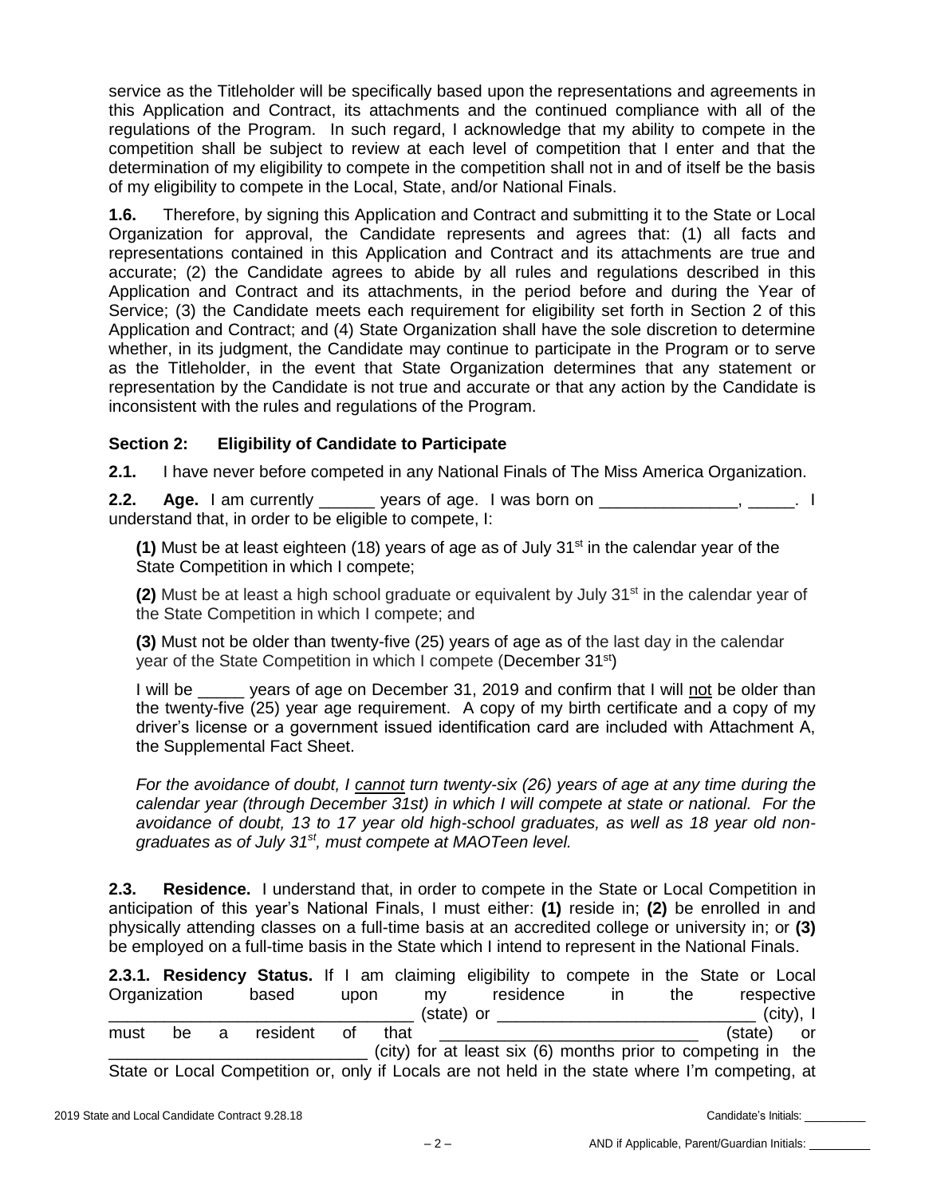service as the Titleholder will be specifically based upon the representations and agreements in this Application and Contract, its attachments and the continued compliance with all of the regulations of the Program. In such regard, I acknowledge that my ability to compete in the competition shall be subject to review at each level of competition that I enter and that the determination of my eligibility to compete in the competition shall not in and of itself be the basis of my eligibility to compete in the Local, State, and/or National Finals.

**1.6.** Therefore, by signing this Application and Contract and submitting it to the State or Local Organization for approval, the Candidate represents and agrees that: (1) all facts and representations contained in this Application and Contract and its attachments are true and accurate; (2) the Candidate agrees to abide by all rules and regulations described in this Application and Contract and its attachments, in the period before and during the Year of Service; (3) the Candidate meets each requirement for eligibility set forth in Section 2 of this Application and Contract; and (4) State Organization shall have the sole discretion to determine whether, in its judgment, the Candidate may continue to participate in the Program or to serve as the Titleholder, in the event that State Organization determines that any statement or representation by the Candidate is not true and accurate or that any action by the Candidate is inconsistent with the rules and regulations of the Program.

### Section 2: Eligibility of Candidate to Participate

**2.1.** I have never before competed in any National Finals of The Miss America Organization.

**2.2. Age.** I am currently ______ years of age. I was born on _______________, _____. I understand that, in order to be eligible to compete, I:

**(1)** Must be at least eighteen (18) years of age as of July 31st in the calendar year of the State Competition in which I compete;

**(2)** Must be at least a high school graduate or equivalent by July 31st in the calendar year of the State Competition in which I compete; and

**(3)** Must not be older than twenty-five (25) years of age as of the last day in the calendar year of the State Competition in which I compete (December 31st)

I will be _____ years of age on December 31, 2019 and confirm that I will not be older than the twenty-five (25) year age requirement. A copy of my birth certificate and a copy of my driver's license or a government issued identification card are included with Attachment A, the Supplemental Fact Sheet.

*For the avoidance of doubt, I cannot turn twenty-six (26) years of age at any time during the calendar year (through December 31st) in which I will compete at state or national. For the avoidance of doubt, 13 to 17 year old high-school graduates, as well as 18 year old non-graduates as of July 31st, must compete at MAOTeen level.*

**2.3. Residence.** I understand that, in order to compete in the State or Local Competition in anticipation of this year's National Finals, I must either: **(1)** reside in; **(2)** be enrolled in and physically attending classes on a full-time basis at an accredited college or university in; or **(3)** be employed on a full-time basis in the State which I intend to represent in the National Finals.

**2.3.1. Residency Status.** If I am claiming eligibility to compete in the State or Local Organization based upon my residence in the respective _______________________________ (state) or ___________________________ (city), I must be a resident of that ___________________________ (state) or ___________________________ (city) for at least six (6) months prior to competing in the State or Local Competition or, only if Locals are not held in the state where I'm competing, at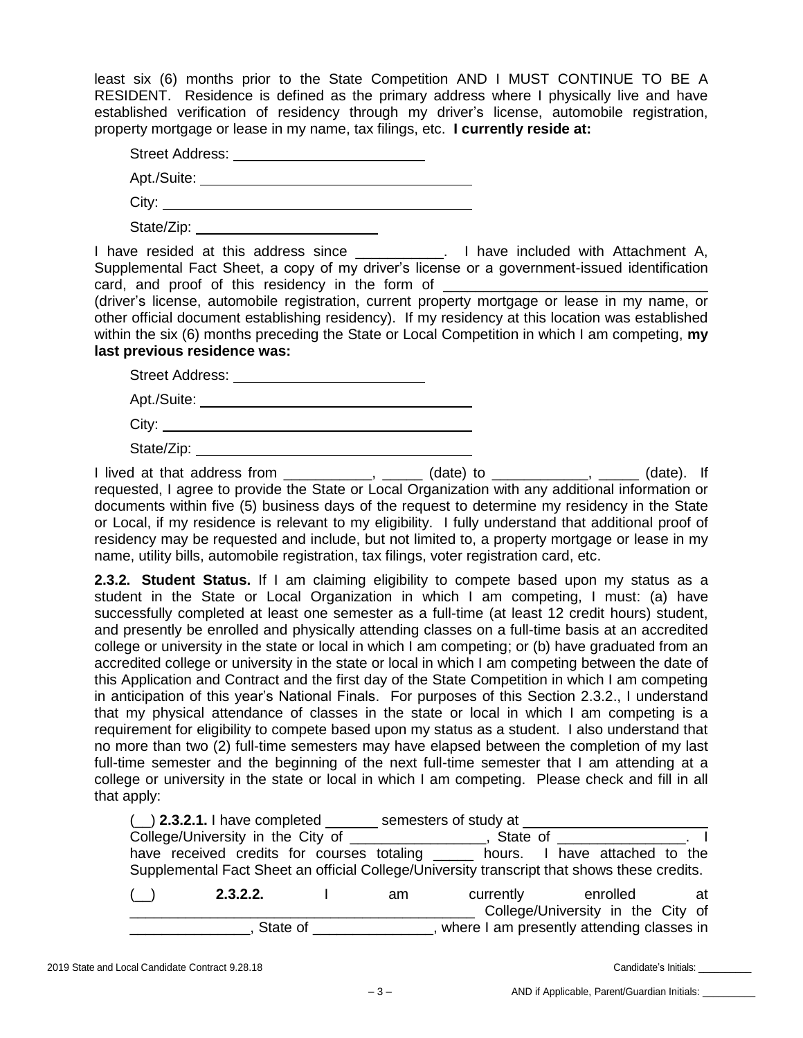least six (6) months prior to the State Competition AND I MUST CONTINUE TO BE A RESIDENT. Residence is defined as the primary address where I physically live and have established verification of residency through my driver's license, automobile registration, property mortgage or lease in my name, tax filings, etc. **I currently reside at:**

Street Address: ________________________

Apt./Suite: ________________________________

City: ______________________________________

State/Zip: ______________________

I have resided at this address since ___________. I have included with Attachment A, Supplemental Fact Sheet, a copy of my driver's license or a government-issued identification card, and proof of this residency in the form of ________________________________ (driver's license, automobile registration, current property mortgage or lease in my name, or other official document establishing residency). If my residency at this location was established within the six (6) months preceding the State or Local Competition in which I am competing, **my last previous residence was:**

Street Address: ________________________

Apt./Suite: ________________________________

City: ______________________________________

State/Zip: ________________________________

I lived at that address from ___________, _____ (date) to ____________, _____ (date). If requested, I agree to provide the State or Local Organization with any additional information or documents within five (5) business days of the request to determine my residency in the State or Local, if my residence is relevant to my eligibility. I fully understand that additional proof of residency may be requested and include, but not limited to, a property mortgage or lease in my name, utility bills, automobile registration, tax filings, voter registration card, etc.

**2.3.2. Student Status.** If I am claiming eligibility to compete based upon my status as a student in the State or Local Organization in which I am competing, I must: (a) have successfully completed at least one semester as a full-time (at least 12 credit hours) student, and presently be enrolled and physically attending classes on a full-time basis at an accredited college or university in the state or local in which I am competing; or (b) have graduated from an accredited college or university in the state or local in which I am competing between the date of this Application and Contract and the first day of the State Competition in which I am competing in anticipation of this year's National Finals. For purposes of this Section 2.3.2., I understand that my physical attendance of classes in the state or local in which I am competing is a requirement for eligibility to compete based upon my status as a student. I also understand that no more than two (2) full-time semesters may have elapsed between the completion of my last full-time semester and the beginning of the next full-time semester that I am attending at a college or university in the state or local in which I am competing. Please check and fill in all that apply:

(__) **2.3.2.1.** I have completed _______ semesters of study at ____________________ College/University in the City of ________________, State of ________________. I have received credits for courses totaling _____ hours. I have attached to the Supplemental Fact Sheet an official College/University transcript that shows these credits.

(__) **2.3.2.2.** I am currently enrolled at __________________________________________ College/University in the City of _______________, State of _______________, where I am presently attending classes in

2019 State and Local Candidate Contract 9.28.18

Candidate's Initials: __________

AND if Applicable, Parent/Guardian Initials: __________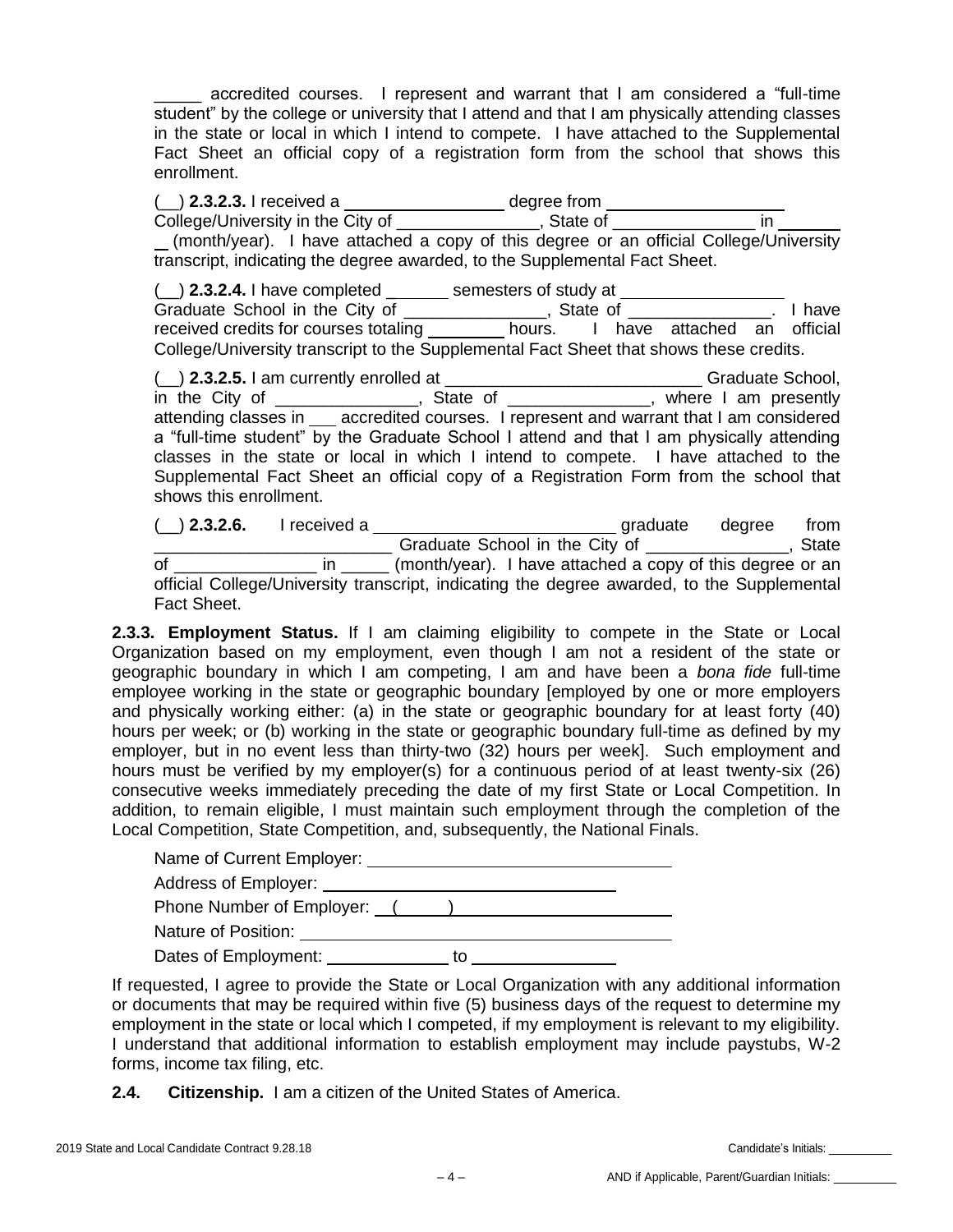_____ accredited courses. I represent and warrant that I am considered a "full-time student" by the college or university that I attend and that I am physically attending classes in the state or local in which I intend to compete. I have attached to the Supplemental Fact Sheet an official copy of a registration form from the school that shows this enrollment.

(__) **2.3.2.3.** I received a _________________ degree from __________________ College/University in the City of _______________, State of _______________ in ______ (month/year). I have attached a copy of this degree or an official College/University transcript, indicating the degree awarded, to the Supplemental Fact Sheet.

(__) **2.3.2.4.** I have completed _______ semesters of study at _________________ Graduate School in the City of _______________, State of _______________. I have received credits for courses totaling ________ hours. I have attached an official College/University transcript to the Supplemental Fact Sheet that shows these credits.

(__) **2.3.2.5.** I am currently enrolled at ___________________________ Graduate School, in the City of _______________, State of _______________, where I am presently attending classes in ___ accredited courses. I represent and warrant that I am considered a "full-time student" by the Graduate School I attend and that I am physically attending classes in the state or local in which I intend to compete. I have attached to the Supplemental Fact Sheet an official copy of a Registration Form from the school that shows this enrollment.

(__) **2.3.2.6.** I received a _________________________ graduate degree from _________________________ Graduate School in the City of _______________, State of _______________ in _____ (month/year). I have attached a copy of this degree or an official College/University transcript, indicating the degree awarded, to the Supplemental Fact Sheet.

**2.3.3. Employment Status.** If I am claiming eligibility to compete in the State or Local Organization based on my employment, even though I am not a resident of the state or geographic boundary in which I am competing, I am and have been a *bona fide* full-time employee working in the state or geographic boundary [employed by one or more employers and physically working either: (a) in the state or geographic boundary for at least forty (40) hours per week; or (b) working in the state or geographic boundary full-time as defined by my employer, but in no event less than thirty-two (32) hours per week]. Such employment and hours must be verified by my employer(s) for a continuous period of at least twenty-six (26) consecutive weeks immediately preceding the date of my first State or Local Competition. In addition, to remain eligible, I must maintain such employment through the completion of the Local Competition, State Competition, and, subsequently, the National Finals.

Name of Current Employer: ________________________________

Address of Employer: ________________________________

Phone Number of Employer: (      ) ________________________

Nature of Position: ________________________________

Dates of Employment: _____________ to _______________

If requested, I agree to provide the State or Local Organization with any additional information or documents that may be required within five (5) business days of the request to determine my employment in the state or local which I competed, if my employment is relevant to my eligibility. I understand that additional information to establish employment may include paystubs, W-2 forms, income tax filing, etc.

**2.4. Citizenship.** I am a citizen of the United States of America.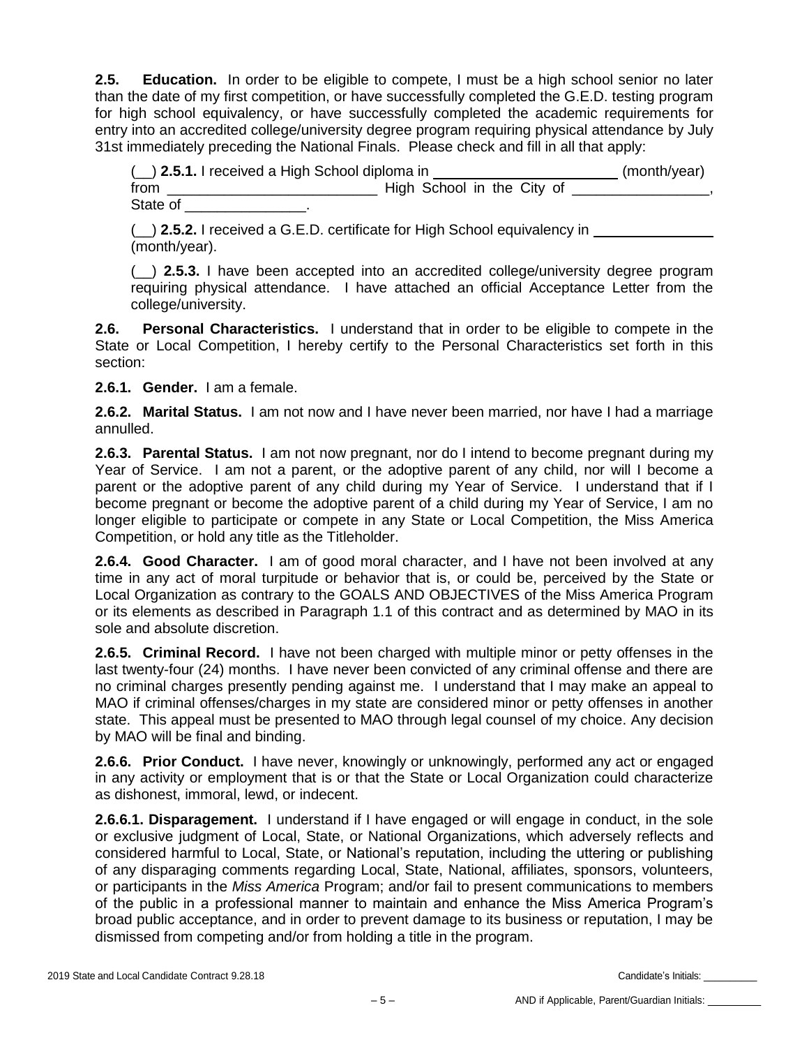**2.5. Education.** In order to be eligible to compete, I must be a high school senior no later than the date of my first competition, or have successfully completed the G.E.D. testing program for high school equivalency, or have successfully completed the academic requirements for entry into an accredited college/university degree program requiring physical attendance by July 31st immediately preceding the National Finals. Please check and fill in all that apply:

(__) **2.5.1.** I received a High School diploma in ______________________ (month/year) from __________________________ High School in the City of _________________, State of _______________.

(__) **2.5.2.** I received a G.E.D. certificate for High School equivalency in _______________ (month/year).

(__) **2.5.3.** I have been accepted into an accredited college/university degree program requiring physical attendance. I have attached an official Acceptance Letter from the college/university.

**2.6. Personal Characteristics.** I understand that in order to be eligible to compete in the State or Local Competition, I hereby certify to the Personal Characteristics set forth in this section:

**2.6.1. Gender.** I am a female.

**2.6.2. Marital Status.** I am not now and I have never been married, nor have I had a marriage annulled.

**2.6.3. Parental Status.** I am not now pregnant, nor do I intend to become pregnant during my Year of Service. I am not a parent, or the adoptive parent of any child, nor will I become a parent or the adoptive parent of any child during my Year of Service. I understand that if I become pregnant or become the adoptive parent of a child during my Year of Service, I am no longer eligible to participate or compete in any State or Local Competition, the Miss America Competition, or hold any title as the Titleholder.

**2.6.4. Good Character.** I am of good moral character, and I have not been involved at any time in any act of moral turpitude or behavior that is, or could be, perceived by the State or Local Organization as contrary to the GOALS AND OBJECTIVES of the Miss America Program or its elements as described in Paragraph 1.1 of this contract and as determined by MAO in its sole and absolute discretion.

**2.6.5. Criminal Record.** I have not been charged with multiple minor or petty offenses in the last twenty-four (24) months. I have never been convicted of any criminal offense and there are no criminal charges presently pending against me. I understand that I may make an appeal to MAO if criminal offenses/charges in my state are considered minor or petty offenses in another state. This appeal must be presented to MAO through legal counsel of my choice. Any decision by MAO will be final and binding.

**2.6.6. Prior Conduct.** I have never, knowingly or unknowingly, performed any act or engaged in any activity or employment that is or that the State or Local Organization could characterize as dishonest, immoral, lewd, or indecent.

**2.6.6.1. Disparagement.** I understand if I have engaged or will engage in conduct, in the sole or exclusive judgment of Local, State, or National Organizations, which adversely reflects and considered harmful to Local, State, or National's reputation, including the uttering or publishing of any disparaging comments regarding Local, State, National, affiliates, sponsors, volunteers, or participants in the *Miss America* Program; and/or fail to present communications to members of the public in a professional manner to maintain and enhance the Miss America Program's broad public acceptance, and in order to prevent damage to its business or reputation, I may be dismissed from competing and/or from holding a title in the program.

Candidate's Initials: _________

AND if Applicable, Parent/Guardian Initials: _________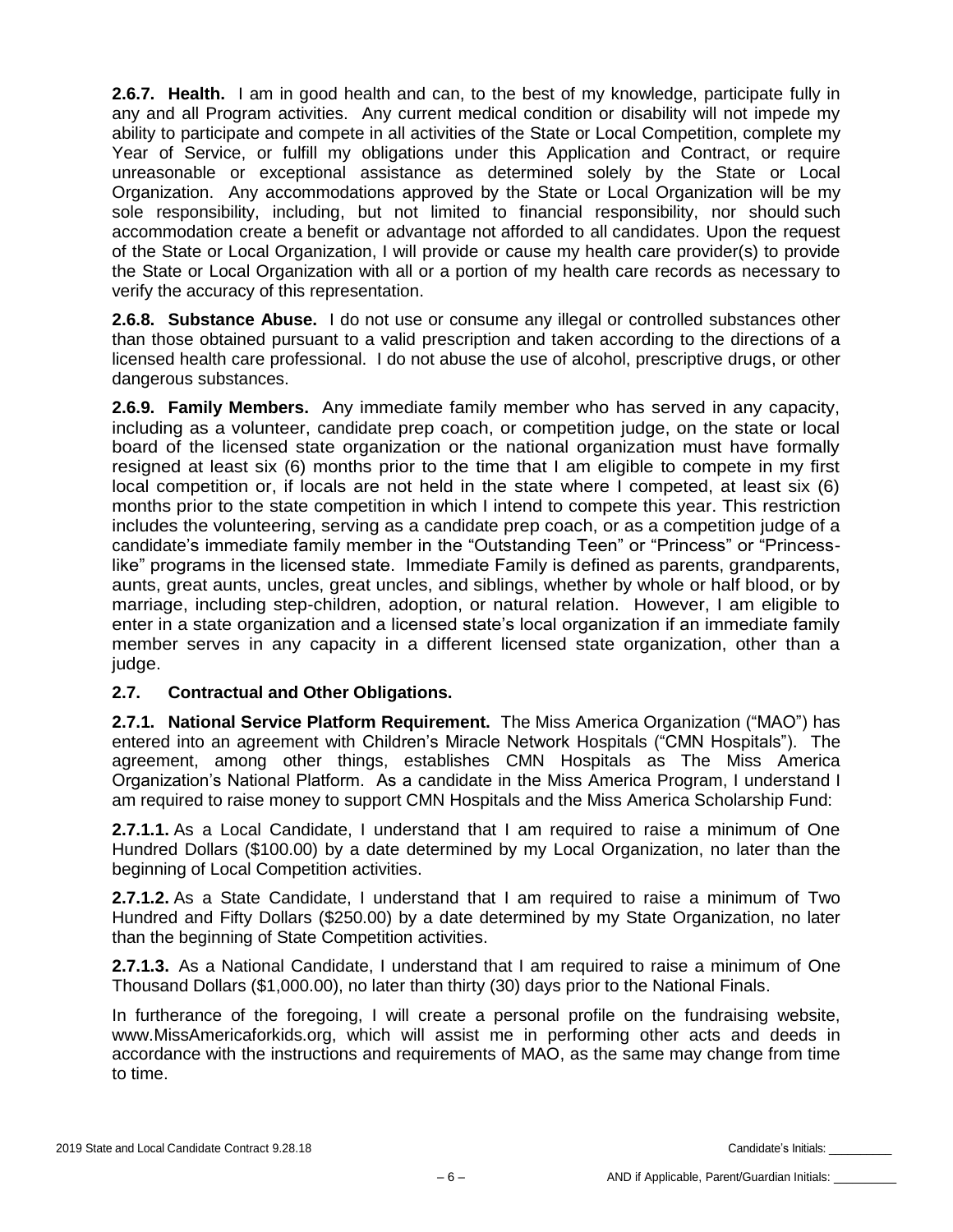**2.6.7. Health.** I am in good health and can, to the best of my knowledge, participate fully in any and all Program activities. Any current medical condition or disability will not impede my ability to participate and compete in all activities of the State or Local Competition, complete my Year of Service, or fulfill my obligations under this Application and Contract, or require unreasonable or exceptional assistance as determined solely by the State or Local Organization. Any accommodations approved by the State or Local Organization will be my sole responsibility, including, but not limited to financial responsibility, nor should such accommodation create a benefit or advantage not afforded to all candidates. Upon the request of the State or Local Organization, I will provide or cause my health care provider(s) to provide the State or Local Organization with all or a portion of my health care records as necessary to verify the accuracy of this representation.

**2.6.8. Substance Abuse.** I do not use or consume any illegal or controlled substances other than those obtained pursuant to a valid prescription and taken according to the directions of a licensed health care professional. I do not abuse the use of alcohol, prescriptive drugs, or other dangerous substances.

**2.6.9. Family Members.** Any immediate family member who has served in any capacity, including as a volunteer, candidate prep coach, or competition judge, on the state or local board of the licensed state organization or the national organization must have formally resigned at least six (6) months prior to the time that I am eligible to compete in my first local competition or, if locals are not held in the state where I competed, at least six (6) months prior to the state competition in which I intend to compete this year. This restriction includes the volunteering, serving as a candidate prep coach, or as a competition judge of a candidate's immediate family member in the "Outstanding Teen" or "Princess" or "Princess-like" programs in the licensed state. Immediate Family is defined as parents, grandparents, aunts, great aunts, uncles, great uncles, and siblings, whether by whole or half blood, or by marriage, including step-children, adoption, or natural relation. However, I am eligible to enter in a state organization and a licensed state's local organization if an immediate family member serves in any capacity in a different licensed state organization, other than a judge.

**2.7. Contractual and Other Obligations.**

**2.7.1. National Service Platform Requirement.** The Miss America Organization ("MAO") has entered into an agreement with Children's Miracle Network Hospitals ("CMN Hospitals"). The agreement, among other things, establishes CMN Hospitals as The Miss America Organization's National Platform. As a candidate in the Miss America Program, I understand I am required to raise money to support CMN Hospitals and the Miss America Scholarship Fund:

**2.7.1.1.** As a Local Candidate, I understand that I am required to raise a minimum of One Hundred Dollars ($100.00) by a date determined by my Local Organization, no later than the beginning of Local Competition activities.

**2.7.1.2.** As a State Candidate, I understand that I am required to raise a minimum of Two Hundred and Fifty Dollars ($250.00) by a date determined by my State Organization, no later than the beginning of State Competition activities.

**2.7.1.3.** As a National Candidate, I understand that I am required to raise a minimum of One Thousand Dollars ($1,000.00), no later than thirty (30) days prior to the National Finals.

In furtherance of the foregoing, I will create a personal profile on the fundraising website, www.MissAmericaforkids.org, which will assist me in performing other acts and deeds in accordance with the instructions and requirements of MAO, as the same may change from time to time.

Candidate's Initials: __________

AND if Applicable, Parent/Guardian Initials: __________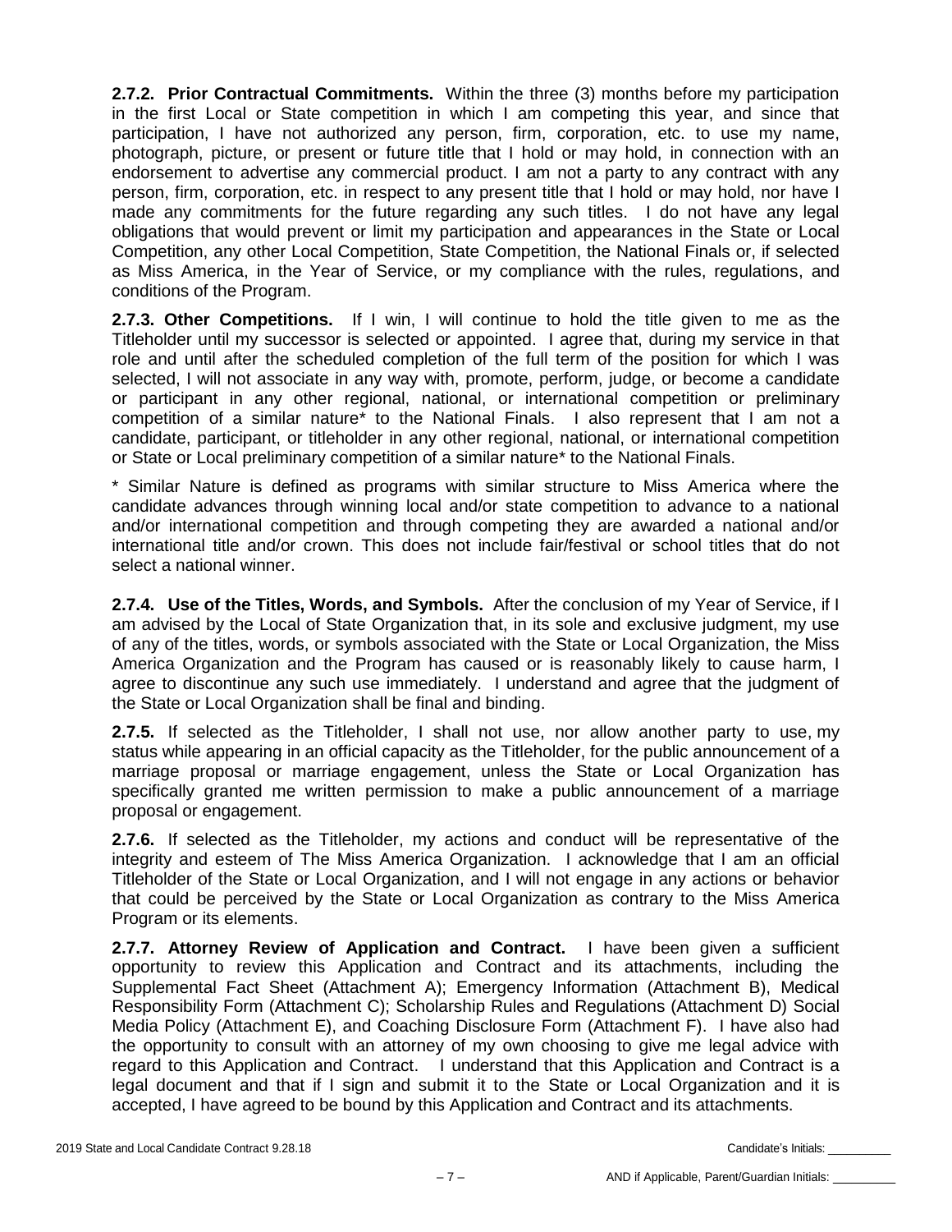**2.7.2. Prior Contractual Commitments.** Within the three (3) months before my participation in the first Local or State competition in which I am competing this year, and since that participation, I have not authorized any person, firm, corporation, etc. to use my name, photograph, picture, or present or future title that I hold or may hold, in connection with an endorsement to advertise any commercial product. I am not a party to any contract with any person, firm, corporation, etc. in respect to any present title that I hold or may hold, nor have I made any commitments for the future regarding any such titles. I do not have any legal obligations that would prevent or limit my participation and appearances in the State or Local Competition, any other Local Competition, State Competition, the National Finals or, if selected as Miss America, in the Year of Service, or my compliance with the rules, regulations, and conditions of the Program.

**2.7.3. Other Competitions.** If I win, I will continue to hold the title given to me as the Titleholder until my successor is selected or appointed. I agree that, during my service in that role and until after the scheduled completion of the full term of the position for which I was selected, I will not associate in any way with, promote, perform, judge, or become a candidate or participant in any other regional, national, or international competition or preliminary competition of a similar nature* to the National Finals. I also represent that I am not a candidate, participant, or titleholder in any other regional, national, or international competition or State or Local preliminary competition of a similar nature* to the National Finals.

* Similar Nature is defined as programs with similar structure to Miss America where the candidate advances through winning local and/or state competition to advance to a national and/or international competition and through competing they are awarded a national and/or international title and/or crown. This does not include fair/festival or school titles that do not select a national winner.

**2.7.4. Use of the Titles, Words, and Symbols.** After the conclusion of my Year of Service, if I am advised by the Local of State Organization that, in its sole and exclusive judgment, my use of any of the titles, words, or symbols associated with the State or Local Organization, the Miss America Organization and the Program has caused or is reasonably likely to cause harm, I agree to discontinue any such use immediately. I understand and agree that the judgment of the State or Local Organization shall be final and binding.

**2.7.5.** If selected as the Titleholder, I shall not use, nor allow another party to use, my status while appearing in an official capacity as the Titleholder, for the public announcement of a marriage proposal or marriage engagement, unless the State or Local Organization has specifically granted me written permission to make a public announcement of a marriage proposal or engagement.

**2.7.6.** If selected as the Titleholder, my actions and conduct will be representative of the integrity and esteem of The Miss America Organization. I acknowledge that I am an official Titleholder of the State or Local Organization, and I will not engage in any actions or behavior that could be perceived by the State or Local Organization as contrary to the Miss America Program or its elements.

**2.7.7. Attorney Review of Application and Contract.** I have been given a sufficient opportunity to review this Application and Contract and its attachments, including the Supplemental Fact Sheet (Attachment A); Emergency Information (Attachment B), Medical Responsibility Form (Attachment C); Scholarship Rules and Regulations (Attachment D) Social Media Policy (Attachment E), and Coaching Disclosure Form (Attachment F). I have also had the opportunity to consult with an attorney of my own choosing to give me legal advice with regard to this Application and Contract. I understand that this Application and Contract is a legal document and that if I sign and submit it to the State or Local Organization and it is accepted, I have agreed to be bound by this Application and Contract and its attachments.

2019 State and Local Candidate Contract 9.28.18 Candidate's Initials: __________

AND if Applicable, Parent/Guardian Initials: __________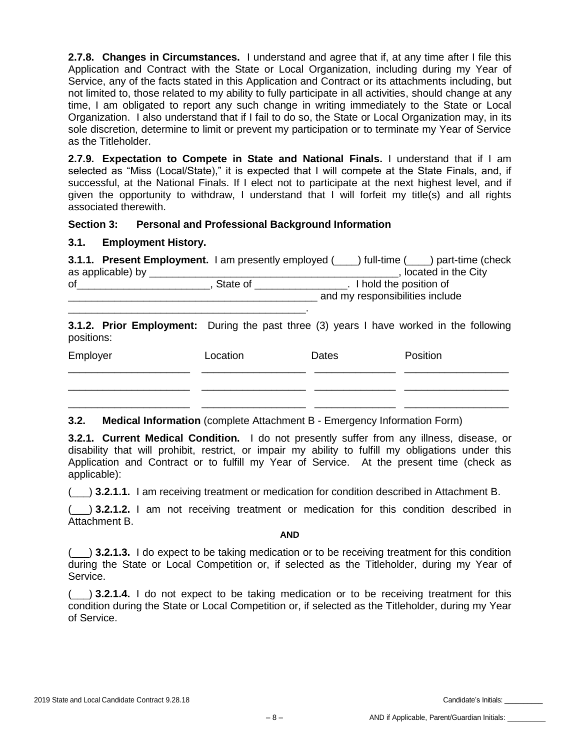**2.7.8. Changes in Circumstances.** I understand and agree that if, at any time after I file this Application and Contract with the State or Local Organization, including during my Year of Service, any of the facts stated in this Application and Contract or its attachments including, but not limited to, those related to my ability to fully participate in all activities, should change at any time, I am obligated to report any such change in writing immediately to the State or Local Organization. I also understand that if I fail to do so, the State or Local Organization may, in its sole discretion, determine to limit or prevent my participation or to terminate my Year of Service as the Titleholder.

**2.7.9. Expectation to Compete in State and National Finals.** I understand that if I am selected as "Miss (Local/State)," it is expected that I will compete at the State Finals, and, if successful, at the National Finals. If I elect not to participate at the next highest level, and if given the opportunity to withdraw, I understand that I will forfeit my title(s) and all rights associated therewith.

### Section 3: Personal and Professional Background Information

#### 3.1. Employment History.

**3.1.1. Present Employment.** I am presently employed (____) full-time (____) part-time (check as applicable) by ____________________________________________, located in the City of________________________, State of ________________. I hold the position of _____________________________________________ and my responsibilities include ___________________________________________.

**3.1.2. Prior Employment:** During the past three (3) years I have worked in the following positions:

| Employer | Location | Dates | Position |
|---|---|---|---|
| _____________________ | __________________ | ______________ | __________________ |
| _____________________ | __________________ | ______________ | __________________ |
| _____________________ | __________________ | ______________ | __________________ |

#### 3.2. Medical Information (complete Attachment B - Emergency Information Form)

**3.2.1. Current Medical Condition.** I do not presently suffer from any illness, disease, or disability that will prohibit, restrict, or impair my ability to fulfill my obligations under this Application and Contract or to fulfill my Year of Service. At the present time (check as applicable):

(___) **3.2.1.1.** I am receiving treatment or medication for condition described in Attachment B.

(___) **3.2.1.2.** I am not receiving treatment or medication for this condition described in Attachment B.

**AND**

(___) **3.2.1.3.** I do expect to be taking medication or to be receiving treatment for this condition during the State or Local Competition or, if selected as the Titleholder, during my Year of Service.

(___) **3.2.1.4.** I do not expect to be taking medication or to be receiving treatment for this condition during the State or Local Competition or, if selected as the Titleholder, during my Year of Service.

Candidate's Initials: __________

AND if Applicable, Parent/Guardian Initials: __________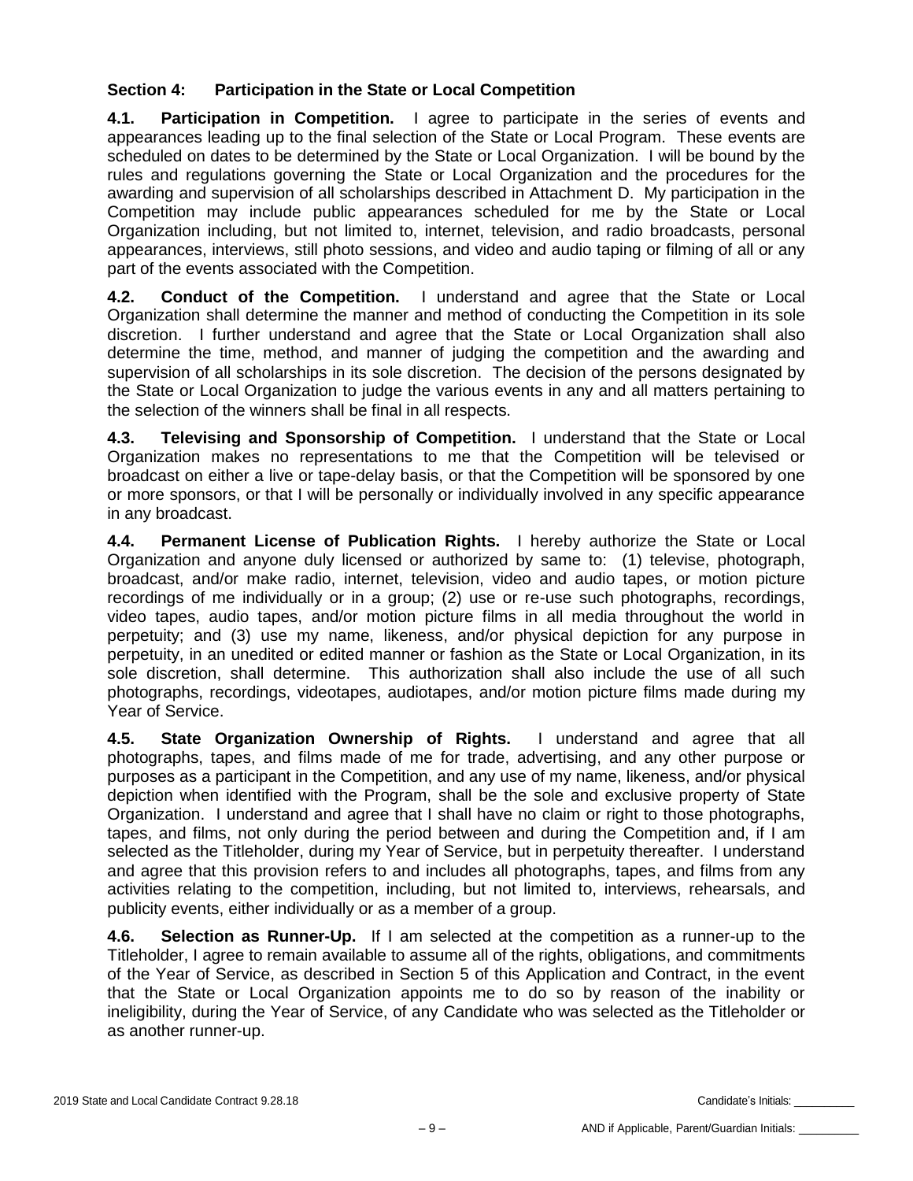## Section 4: Participation in the State or Local Competition

**4.1. Participation in Competition.** I agree to participate in the series of events and appearances leading up to the final selection of the State or Local Program. These events are scheduled on dates to be determined by the State or Local Organization. I will be bound by the rules and regulations governing the State or Local Organization and the procedures for the awarding and supervision of all scholarships described in Attachment D. My participation in the Competition may include public appearances scheduled for me by the State or Local Organization including, but not limited to, internet, television, and radio broadcasts, personal appearances, interviews, still photo sessions, and video and audio taping or filming of all or any part of the events associated with the Competition.

**4.2. Conduct of the Competition.** I understand and agree that the State or Local Organization shall determine the manner and method of conducting the Competition in its sole discretion. I further understand and agree that the State or Local Organization shall also determine the time, method, and manner of judging the competition and the awarding and supervision of all scholarships in its sole discretion. The decision of the persons designated by the State or Local Organization to judge the various events in any and all matters pertaining to the selection of the winners shall be final in all respects.

**4.3. Televising and Sponsorship of Competition.** I understand that the State or Local Organization makes no representations to me that the Competition will be televised or broadcast on either a live or tape-delay basis, or that the Competition will be sponsored by one or more sponsors, or that I will be personally or individually involved in any specific appearance in any broadcast.

**4.4. Permanent License of Publication Rights.** I hereby authorize the State or Local Organization and anyone duly licensed or authorized by same to: (1) televise, photograph, broadcast, and/or make radio, internet, television, video and audio tapes, or motion picture recordings of me individually or in a group; (2) use or re-use such photographs, recordings, video tapes, audio tapes, and/or motion picture films in all media throughout the world in perpetuity; and (3) use my name, likeness, and/or physical depiction for any purpose in perpetuity, in an unedited or edited manner or fashion as the State or Local Organization, in its sole discretion, shall determine. This authorization shall also include the use of all such photographs, recordings, videotapes, audiotapes, and/or motion picture films made during my Year of Service.

**4.5. State Organization Ownership of Rights.** I understand and agree that all photographs, tapes, and films made of me for trade, advertising, and any other purpose or purposes as a participant in the Competition, and any use of my name, likeness, and/or physical depiction when identified with the Program, shall be the sole and exclusive property of State Organization. I understand and agree that I shall have no claim or right to those photographs, tapes, and films, not only during the period between and during the Competition and, if I am selected as the Titleholder, during my Year of Service, but in perpetuity thereafter. I understand and agree that this provision refers to and includes all photographs, tapes, and films from any activities relating to the competition, including, but not limited to, interviews, rehearsals, and publicity events, either individually or as a member of a group.

**4.6. Selection as Runner-Up.** If I am selected at the competition as a runner-up to the Titleholder, I agree to remain available to assume all of the rights, obligations, and commitments of the Year of Service, as described in Section 5 of this Application and Contract, in the event that the State or Local Organization appoints me to do so by reason of the inability or ineligibility, during the Year of Service, of any Candidate who was selected as the Titleholder or as another runner-up.

Candidate's Initials: __________

AND if Applicable, Parent/Guardian Initials: __________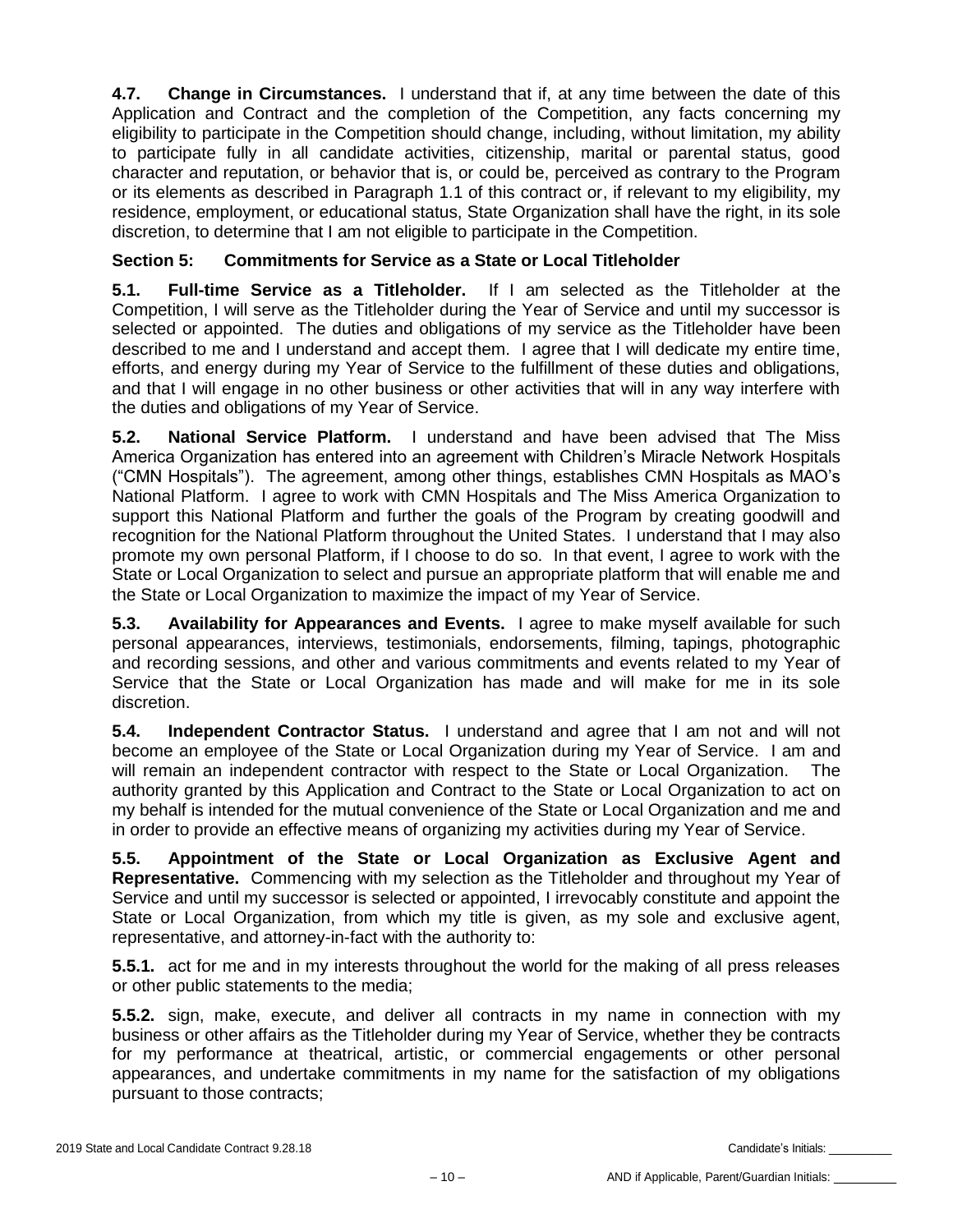**4.7. Change in Circumstances.** I understand that if, at any time between the date of this Application and Contract and the completion of the Competition, any facts concerning my eligibility to participate in the Competition should change, including, without limitation, my ability to participate fully in all candidate activities, citizenship, marital or parental status, good character and reputation, or behavior that is, or could be, perceived as contrary to the Program or its elements as described in Paragraph 1.1 of this contract or, if relevant to my eligibility, my residence, employment, or educational status, State Organization shall have the right, in its sole discretion, to determine that I am not eligible to participate in the Competition.

## Section 5: Commitments for Service as a State or Local Titleholder

**5.1. Full-time Service as a Titleholder.** If I am selected as the Titleholder at the Competition, I will serve as the Titleholder during the Year of Service and until my successor is selected or appointed. The duties and obligations of my service as the Titleholder have been described to me and I understand and accept them. I agree that I will dedicate my entire time, efforts, and energy during my Year of Service to the fulfillment of these duties and obligations, and that I will engage in no other business or other activities that will in any way interfere with the duties and obligations of my Year of Service.

**5.2. National Service Platform.** I understand and have been advised that The Miss America Organization has entered into an agreement with Children's Miracle Network Hospitals ("CMN Hospitals"). The agreement, among other things, establishes CMN Hospitals as MAO's National Platform. I agree to work with CMN Hospitals and The Miss America Organization to support this National Platform and further the goals of the Program by creating goodwill and recognition for the National Platform throughout the United States. I understand that I may also promote my own personal Platform, if I choose to do so. In that event, I agree to work with the State or Local Organization to select and pursue an appropriate platform that will enable me and the State or Local Organization to maximize the impact of my Year of Service.

**5.3. Availability for Appearances and Events.** I agree to make myself available for such personal appearances, interviews, testimonials, endorsements, filming, tapings, photographic and recording sessions, and other and various commitments and events related to my Year of Service that the State or Local Organization has made and will make for me in its sole discretion.

**5.4. Independent Contractor Status.** I understand and agree that I am not and will not become an employee of the State or Local Organization during my Year of Service. I am and will remain an independent contractor with respect to the State or Local Organization. The authority granted by this Application and Contract to the State or Local Organization to act on my behalf is intended for the mutual convenience of the State or Local Organization and me and in order to provide an effective means of organizing my activities during my Year of Service.

**5.5. Appointment of the State or Local Organization as Exclusive Agent and Representative.** Commencing with my selection as the Titleholder and throughout my Year of Service and until my successor is selected or appointed, I irrevocably constitute and appoint the State or Local Organization, from which my title is given, as my sole and exclusive agent, representative, and attorney-in-fact with the authority to:

**5.5.1.** act for me and in my interests throughout the world for the making of all press releases or other public statements to the media;

**5.5.2.** sign, make, execute, and deliver all contracts in my name in connection with my business or other affairs as the Titleholder during my Year of Service, whether they be contracts for my performance at theatrical, artistic, or commercial engagements or other personal appearances, and undertake commitments in my name for the satisfaction of my obligations pursuant to those contracts;

Candidate's Initials: __________

AND if Applicable, Parent/Guardian Initials: __________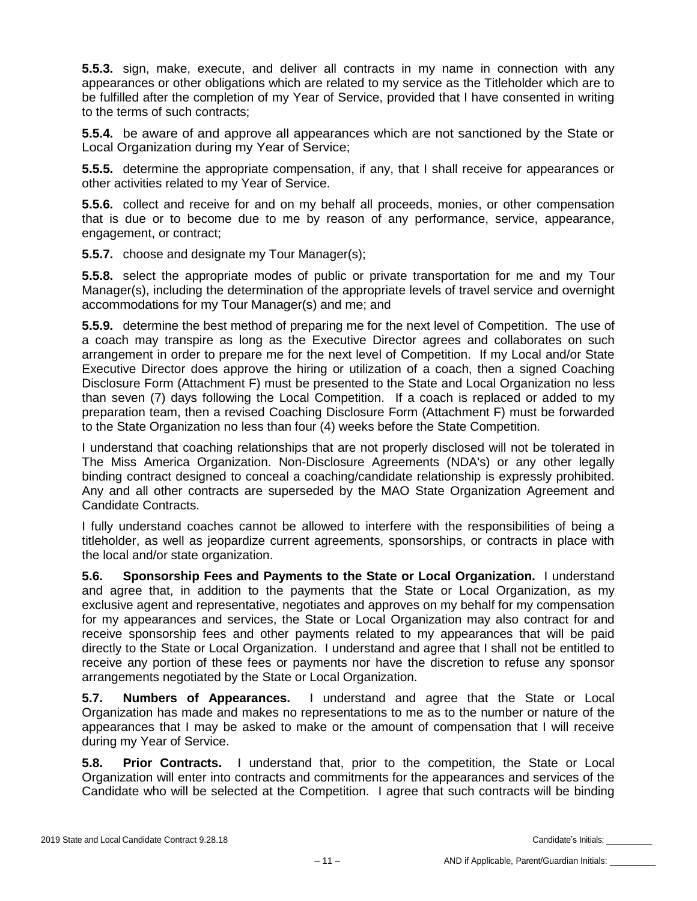**5.5.3.** sign, make, execute, and deliver all contracts in my name in connection with any appearances or other obligations which are related to my service as the Titleholder which are to be fulfilled after the completion of my Year of Service, provided that I have consented in writing to the terms of such contracts;

**5.5.4.** be aware of and approve all appearances which are not sanctioned by the State or Local Organization during my Year of Service;

**5.5.5.** determine the appropriate compensation, if any, that I shall receive for appearances or other activities related to my Year of Service.

**5.5.6.** collect and receive for and on my behalf all proceeds, monies, or other compensation that is due or to become due to me by reason of any performance, service, appearance, engagement, or contract;

**5.5.7.** choose and designate my Tour Manager(s);

**5.5.8.** select the appropriate modes of public or private transportation for me and my Tour Manager(s), including the determination of the appropriate levels of travel service and overnight accommodations for my Tour Manager(s) and me; and

**5.5.9.** determine the best method of preparing me for the next level of Competition. The use of a coach may transpire as long as the Executive Director agrees and collaborates on such arrangement in order to prepare me for the next level of Competition. If my Local and/or State Executive Director does approve the hiring or utilization of a coach, then a signed Coaching Disclosure Form (Attachment F) must be presented to the State and Local Organization no less than seven (7) days following the Local Competition. If a coach is replaced or added to my preparation team, then a revised Coaching Disclosure Form (Attachment F) must be forwarded to the State Organization no less than four (4) weeks before the State Competition.

I understand that coaching relationships that are not properly disclosed will not be tolerated in The Miss America Organization. Non-Disclosure Agreements (NDA's) or any other legally binding contract designed to conceal a coaching/candidate relationship is expressly prohibited. Any and all other contracts are superseded by the MAO State Organization Agreement and Candidate Contracts.

I fully understand coaches cannot be allowed to interfere with the responsibilities of being a titleholder, as well as jeopardize current agreements, sponsorships, or contracts in place with the local and/or state organization.

**5.6. Sponsorship Fees and Payments to the State or Local Organization.** I understand and agree that, in addition to the payments that the State or Local Organization, as my exclusive agent and representative, negotiates and approves on my behalf for my compensation for my appearances and services, the State or Local Organization may also contract for and receive sponsorship fees and other payments related to my appearances that will be paid directly to the State or Local Organization. I understand and agree that I shall not be entitled to receive any portion of these fees or payments nor have the discretion to refuse any sponsor arrangements negotiated by the State or Local Organization.

**5.7. Numbers of Appearances.** I understand and agree that the State or Local Organization has made and makes no representations to me as to the number or nature of the appearances that I may be asked to make or the amount of compensation that I will receive during my Year of Service.

**5.8. Prior Contracts.** I understand that, prior to the competition, the State or Local Organization will enter into contracts and commitments for the appearances and services of the Candidate who will be selected at the Competition. I agree that such contracts will be binding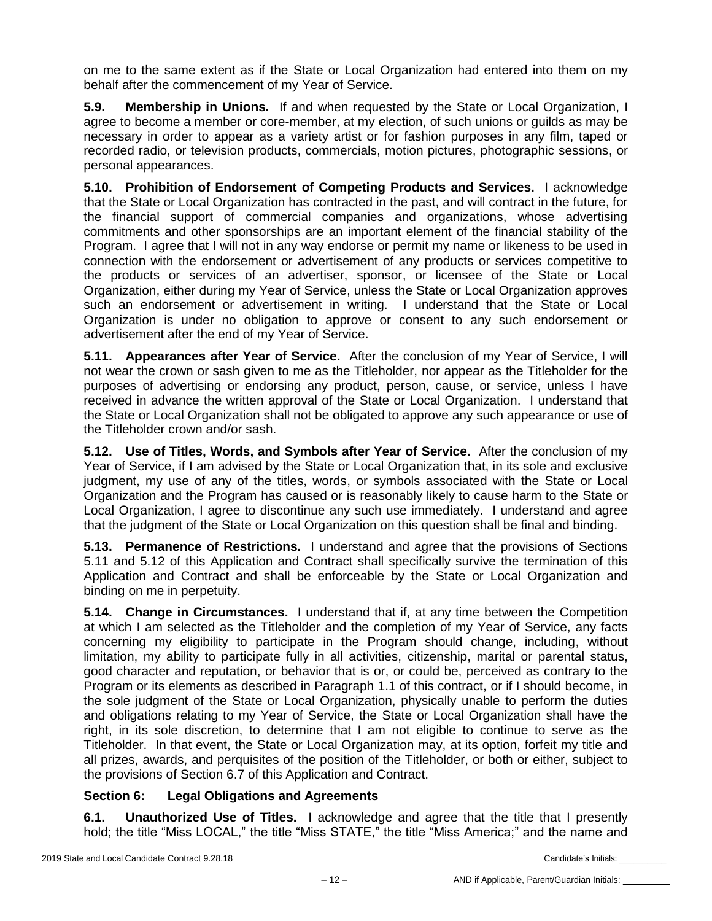on me to the same extent as if the State or Local Organization had entered into them on my behalf after the commencement of my Year of Service.

**5.9. Membership in Unions.** If and when requested by the State or Local Organization, I agree to become a member or core-member, at my election, of such unions or guilds as may be necessary in order to appear as a variety artist or for fashion purposes in any film, taped or recorded radio, or television products, commercials, motion pictures, photographic sessions, or personal appearances.

**5.10. Prohibition of Endorsement of Competing Products and Services.** I acknowledge that the State or Local Organization has contracted in the past, and will contract in the future, for the financial support of commercial companies and organizations, whose advertising commitments and other sponsorships are an important element of the financial stability of the Program. I agree that I will not in any way endorse or permit my name or likeness to be used in connection with the endorsement or advertisement of any products or services competitive to the products or services of an advertiser, sponsor, or licensee of the State or Local Organization, either during my Year of Service, unless the State or Local Organization approves such an endorsement or advertisement in writing. I understand that the State or Local Organization is under no obligation to approve or consent to any such endorsement or advertisement after the end of my Year of Service.

**5.11. Appearances after Year of Service.** After the conclusion of my Year of Service, I will not wear the crown or sash given to me as the Titleholder, nor appear as the Titleholder for the purposes of advertising or endorsing any product, person, cause, or service, unless I have received in advance the written approval of the State or Local Organization. I understand that the State or Local Organization shall not be obligated to approve any such appearance or use of the Titleholder crown and/or sash.

**5.12. Use of Titles, Words, and Symbols after Year of Service.** After the conclusion of my Year of Service, if I am advised by the State or Local Organization that, in its sole and exclusive judgment, my use of any of the titles, words, or symbols associated with the State or Local Organization and the Program has caused or is reasonably likely to cause harm to the State or Local Organization, I agree to discontinue any such use immediately. I understand and agree that the judgment of the State or Local Organization on this question shall be final and binding.

**5.13. Permanence of Restrictions.** I understand and agree that the provisions of Sections 5.11 and 5.12 of this Application and Contract shall specifically survive the termination of this Application and Contract and shall be enforceable by the State or Local Organization and binding on me in perpetuity.

**5.14. Change in Circumstances.** I understand that if, at any time between the Competition at which I am selected as the Titleholder and the completion of my Year of Service, any facts concerning my eligibility to participate in the Program should change, including, without limitation, my ability to participate fully in all activities, citizenship, marital or parental status, good character and reputation, or behavior that is or, or could be, perceived as contrary to the Program or its elements as described in Paragraph 1.1 of this contract, or if I should become, in the sole judgment of the State or Local Organization, physically unable to perform the duties and obligations relating to my Year of Service, the State or Local Organization shall have the right, in its sole discretion, to determine that I am not eligible to continue to serve as the Titleholder. In that event, the State or Local Organization may, at its option, forfeit my title and all prizes, awards, and perquisites of the position of the Titleholder, or both or either, subject to the provisions of Section 6.7 of this Application and Contract.

### Section 6: Legal Obligations and Agreements

**6.1. Unauthorized Use of Titles.** I acknowledge and agree that the title that I presently hold; the title "Miss LOCAL," the title "Miss STATE," the title "Miss America;" and the name and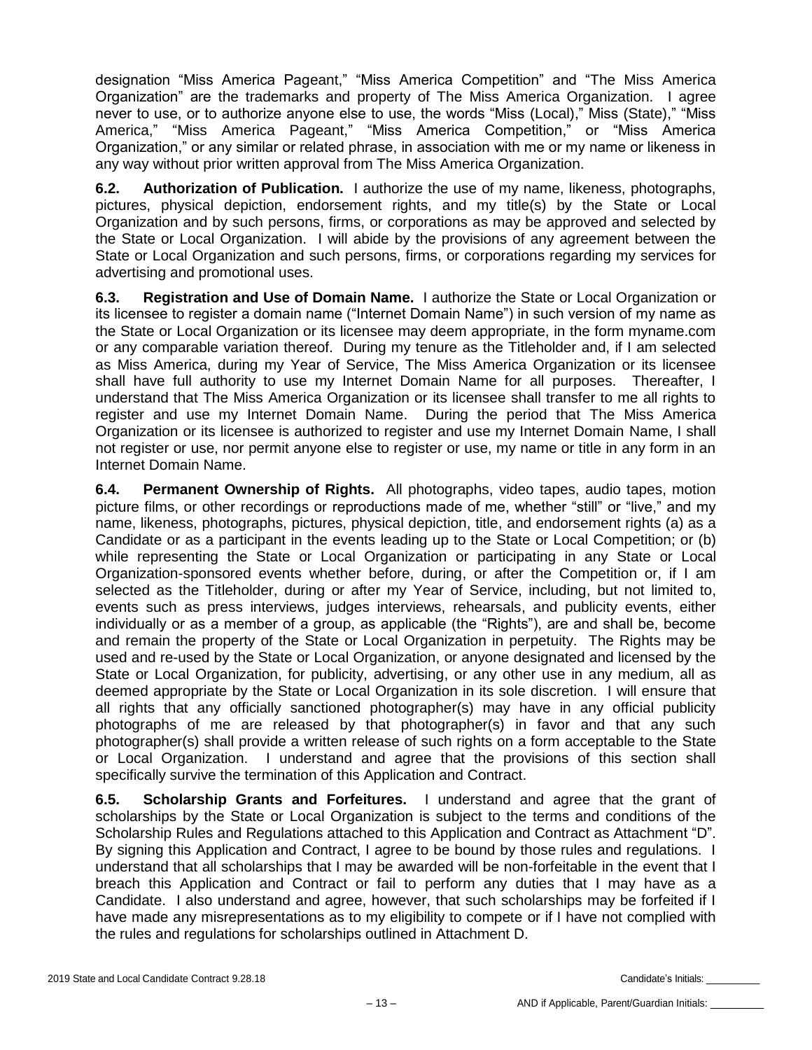designation "Miss America Pageant," "Miss America Competition" and "The Miss America Organization" are the trademarks and property of The Miss America Organization. I agree never to use, or to authorize anyone else to use, the words "Miss (Local)," Miss (State)," "Miss America," "Miss America Pageant," "Miss America Competition," or "Miss America Organization," or any similar or related phrase, in association with me or my name or likeness in any way without prior written approval from The Miss America Organization.

**6.2. Authorization of Publication.** I authorize the use of my name, likeness, photographs, pictures, physical depiction, endorsement rights, and my title(s) by the State or Local Organization and by such persons, firms, or corporations as may be approved and selected by the State or Local Organization. I will abide by the provisions of any agreement between the State or Local Organization and such persons, firms, or corporations regarding my services for advertising and promotional uses.

**6.3. Registration and Use of Domain Name.** I authorize the State or Local Organization or its licensee to register a domain name ("Internet Domain Name") in such version of my name as the State or Local Organization or its licensee may deem appropriate, in the form myname.com or any comparable variation thereof. During my tenure as the Titleholder and, if I am selected as Miss America, during my Year of Service, The Miss America Organization or its licensee shall have full authority to use my Internet Domain Name for all purposes. Thereafter, I understand that The Miss America Organization or its licensee shall transfer to me all rights to register and use my Internet Domain Name. During the period that The Miss America Organization or its licensee is authorized to register and use my Internet Domain Name, I shall not register or use, nor permit anyone else to register or use, my name or title in any form in an Internet Domain Name.

**6.4. Permanent Ownership of Rights.** All photographs, video tapes, audio tapes, motion picture films, or other recordings or reproductions made of me, whether "still" or "live," and my name, likeness, photographs, pictures, physical depiction, title, and endorsement rights (a) as a Candidate or as a participant in the events leading up to the State or Local Competition; or (b) while representing the State or Local Organization or participating in any State or Local Organization-sponsored events whether before, during, or after the Competition or, if I am selected as the Titleholder, during or after my Year of Service, including, but not limited to, events such as press interviews, judges interviews, rehearsals, and publicity events, either individually or as a member of a group, as applicable (the "Rights"), are and shall be, become and remain the property of the State or Local Organization in perpetuity. The Rights may be used and re-used by the State or Local Organization, or anyone designated and licensed by the State or Local Organization, for publicity, advertising, or any other use in any medium, all as deemed appropriate by the State or Local Organization in its sole discretion. I will ensure that all rights that any officially sanctioned photographer(s) may have in any official publicity photographs of me are released by that photographer(s) in favor and that any such photographer(s) shall provide a written release of such rights on a form acceptable to the State or Local Organization. I understand and agree that the provisions of this section shall specifically survive the termination of this Application and Contract.

**6.5. Scholarship Grants and Forfeitures.** I understand and agree that the grant of scholarships by the State or Local Organization is subject to the terms and conditions of the Scholarship Rules and Regulations attached to this Application and Contract as Attachment "D". By signing this Application and Contract, I agree to be bound by those rules and regulations. I understand that all scholarships that I may be awarded will be non-forfeitable in the event that I breach this Application and Contract or fail to perform any duties that I may have as a Candidate. I also understand and agree, however, that such scholarships may be forfeited if I have made any misrepresentations as to my eligibility to compete or if I have not complied with the rules and regulations for scholarships outlined in Attachment D.

Candidate's Initials: __________

AND if Applicable, Parent/Guardian Initials: __________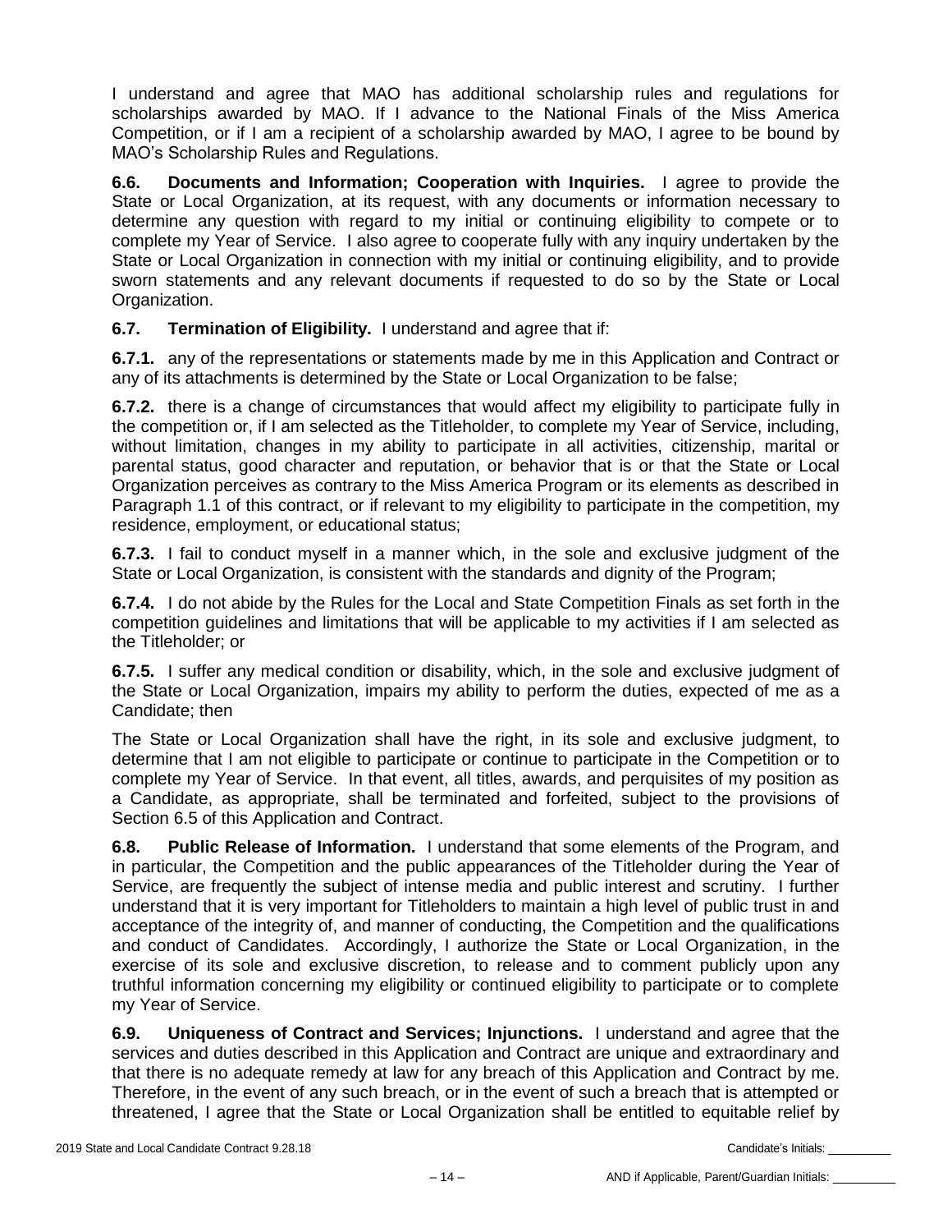I understand and agree that MAO has additional scholarship rules and regulations for scholarships awarded by MAO. If I advance to the National Finals of the Miss America Competition, or if I am a recipient of a scholarship awarded by MAO, I agree to be bound by MAO's Scholarship Rules and Regulations.

**6.6. Documents and Information; Cooperation with Inquiries.** I agree to provide the State or Local Organization, at its request, with any documents or information necessary to determine any question with regard to my initial or continuing eligibility to compete or to complete my Year of Service. I also agree to cooperate fully with any inquiry undertaken by the State or Local Organization in connection with my initial or continuing eligibility, and to provide sworn statements and any relevant documents if requested to do so by the State or Local Organization.

**6.7. Termination of Eligibility.** I understand and agree that if:

**6.7.1.** any of the representations or statements made by me in this Application and Contract or any of its attachments is determined by the State or Local Organization to be false;

**6.7.2.** there is a change of circumstances that would affect my eligibility to participate fully in the competition or, if I am selected as the Titleholder, to complete my Year of Service, including, without limitation, changes in my ability to participate in all activities, citizenship, marital or parental status, good character and reputation, or behavior that is or that the State or Local Organization perceives as contrary to the Miss America Program or its elements as described in Paragraph 1.1 of this contract, or if relevant to my eligibility to participate in the competition, my residence, employment, or educational status;

**6.7.3.** I fail to conduct myself in a manner which, in the sole and exclusive judgment of the State or Local Organization, is consistent with the standards and dignity of the Program;

**6.7.4.** I do not abide by the Rules for the Local and State Competition Finals as set forth in the competition guidelines and limitations that will be applicable to my activities if I am selected as the Titleholder; or

**6.7.5.** I suffer any medical condition or disability, which, in the sole and exclusive judgment of the State or Local Organization, impairs my ability to perform the duties, expected of me as a Candidate; then

The State or Local Organization shall have the right, in its sole and exclusive judgment, to determine that I am not eligible to participate or continue to participate in the Competition or to complete my Year of Service. In that event, all titles, awards, and perquisites of my position as a Candidate, as appropriate, shall be terminated and forfeited, subject to the provisions of Section 6.5 of this Application and Contract.

**6.8. Public Release of Information.** I understand that some elements of the Program, and in particular, the Competition and the public appearances of the Titleholder during the Year of Service, are frequently the subject of intense media and public interest and scrutiny. I further understand that it is very important for Titleholders to maintain a high level of public trust in and acceptance of the integrity of, and manner of conducting, the Competition and the qualifications and conduct of Candidates. Accordingly, I authorize the State or Local Organization, in the exercise of its sole and exclusive discretion, to release and to comment publicly upon any truthful information concerning my eligibility or continued eligibility to participate or to complete my Year of Service.

**6.9. Uniqueness of Contract and Services; Injunctions.** I understand and agree that the services and duties described in this Application and Contract are unique and extraordinary and that there is no adequate remedy at law for any breach of this Application and Contract by me. Therefore, in the event of any such breach, or in the event of such a breach that is attempted or threatened, I agree that the State or Local Organization shall be entitled to equitable relief by

2019 State and Local Candidate Contract 9.28.18

Candidate's Initials: __________

AND if Applicable, Parent/Guardian Initials: __________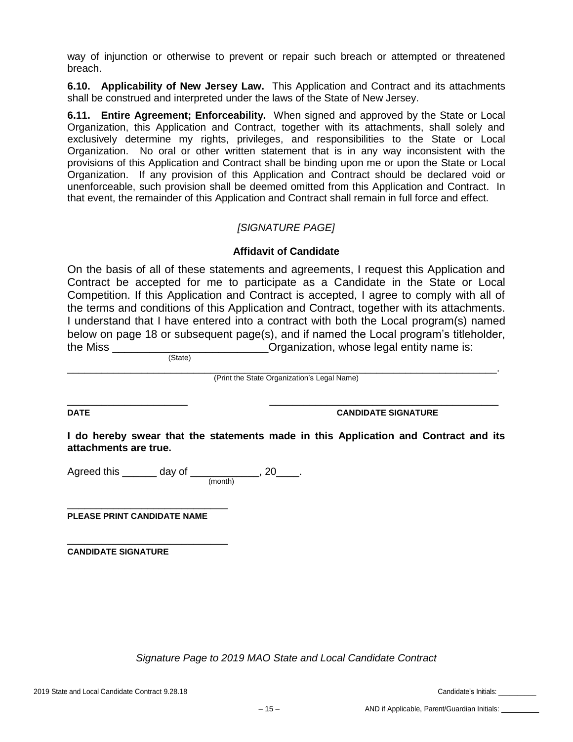way of injunction or otherwise to prevent or repair such breach or attempted or threatened breach.

**6.10. Applicability of New Jersey Law.** This Application and Contract and its attachments shall be construed and interpreted under the laws of the State of New Jersey.

**6.11. Entire Agreement; Enforceability.** When signed and approved by the State or Local Organization, this Application and Contract, together with its attachments, shall solely and exclusively determine my rights, privileges, and responsibilities to the State or Local Organization. No oral or other written statement that is in any way inconsistent with the provisions of this Application and Contract shall be binding upon me or upon the State or Local Organization. If any provision of this Application and Contract should be declared void or unenforceable, such provision shall be deemed omitted from this Application and Contract. In that event, the remainder of this Application and Contract shall remain in full force and effect.

*[SIGNATURE PAGE]*

**Affidavit of Candidate**

On the basis of all of these statements and agreements, I request this Application and Contract be accepted for me to participate as a Candidate in the State or Local Competition. If this Application and Contract is accepted, I agree to comply with all of the terms and conditions of this Application and Contract, together with its attachments. I understand that I have entered into a contract with both the Local program(s) named below on page 18 or subsequent page(s), and if named the Local program's titleholder, the Miss _________________________ Organization, whose legal entity name is:
(State)

_______________________________________________________________________.
(Print the State Organization's Legal Name)

______________________ ___________________________________________
**DATE** **CANDIDATE SIGNATURE**

**I do hereby swear that the statements made in this Application and Contract and its attachments are true.**

Agreed this ______ day of ____________, 20____.
(month)

______________________________
**PLEASE PRINT CANDIDATE NAME**

______________________________
**CANDIDATE SIGNATURE**

*Signature Page to 2019 MAO State and Local Candidate Contract*

2019 State and Local Candidate Contract 9.28.18

Candidate's Initials: __________

AND if Applicable, Parent/Guardian Initials: __________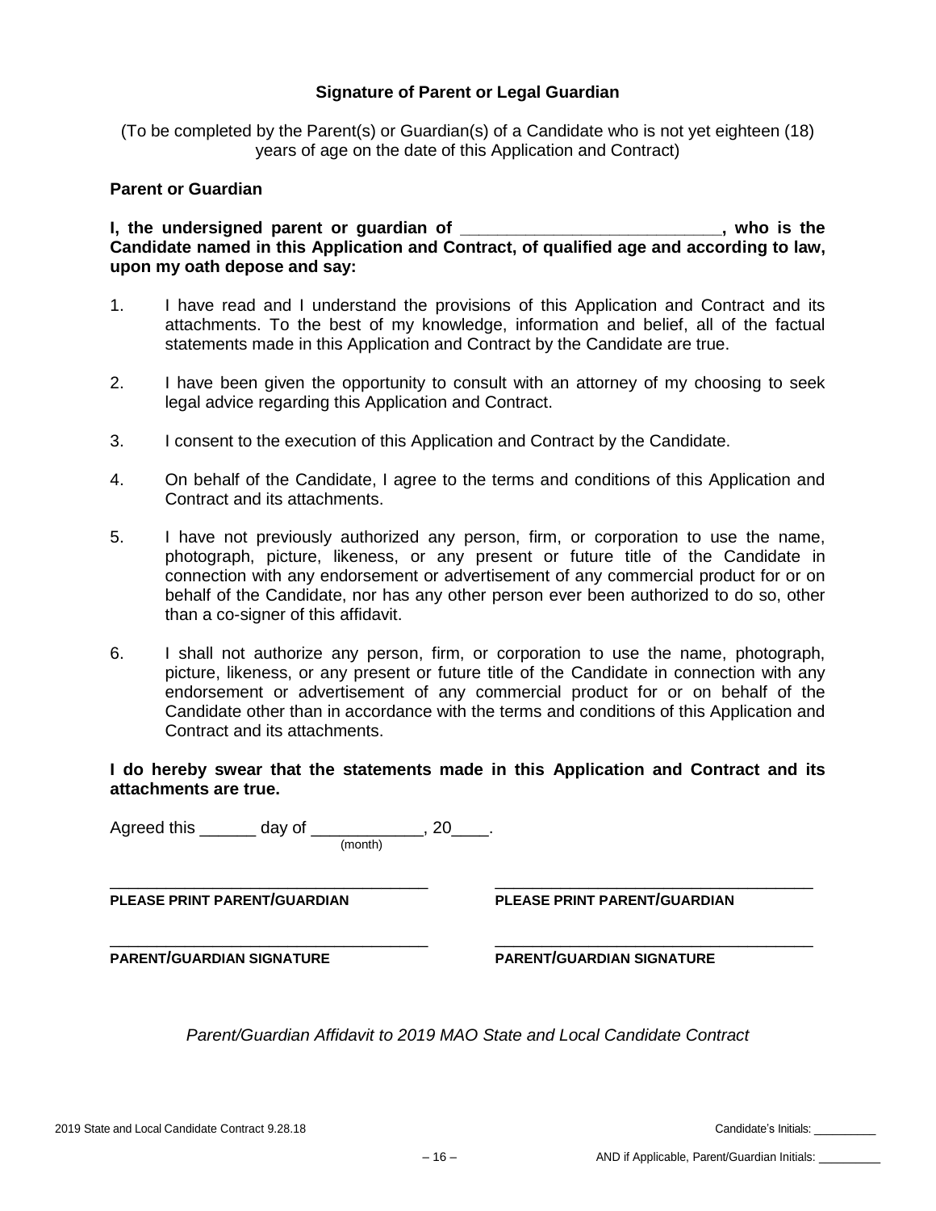## Signature of Parent or Legal Guardian

(To be completed by the Parent(s) or Guardian(s) of a Candidate who is not yet eighteen (18) years of age on the date of this Application and Contract)

**Parent or Guardian**

**I, the undersigned parent or guardian of ___________________________, who is the Candidate named in this Application and Contract, of qualified age and according to law, upon my oath depose and say:**

1. I have read and I understand the provisions of this Application and Contract and its attachments. To the best of my knowledge, information and belief, all of the factual statements made in this Application and Contract by the Candidate are true.

2. I have been given the opportunity to consult with an attorney of my choosing to seek legal advice regarding this Application and Contract.

3. I consent to the execution of this Application and Contract by the Candidate.

4. On behalf of the Candidate, I agree to the terms and conditions of this Application and Contract and its attachments.

5. I have not previously authorized any person, firm, or corporation to use the name, photograph, picture, likeness, or any present or future title of the Candidate in connection with any endorsement or advertisement of any commercial product for or on behalf of the Candidate, nor has any other person ever been authorized to do so, other than a co-signer of this affidavit.

6. I shall not authorize any person, firm, or corporation to use the name, photograph, picture, likeness, or any present or future title of the Candidate in connection with any endorsement or advertisement of any commercial product for or on behalf of the Candidate other than in accordance with the terms and conditions of this Application and Contract and its attachments.

**I do hereby swear that the statements made in this Application and Contract and its attachments are true.**

Agreed this ______ day of ____________, 20____.
(month)

___________________________________ ___________________________________
**PLEASE PRINT PARENT/GUARDIAN** **PLEASE PRINT PARENT/GUARDIAN**

___________________________________ ___________________________________
**PARENT/GUARDIAN SIGNATURE** **PARENT/GUARDIAN SIGNATURE**

*Parent/Guardian Affidavit to 2019 MAO State and Local Candidate Contract*

Candidate's Initials: __________

AND if Applicable, Parent/Guardian Initials: __________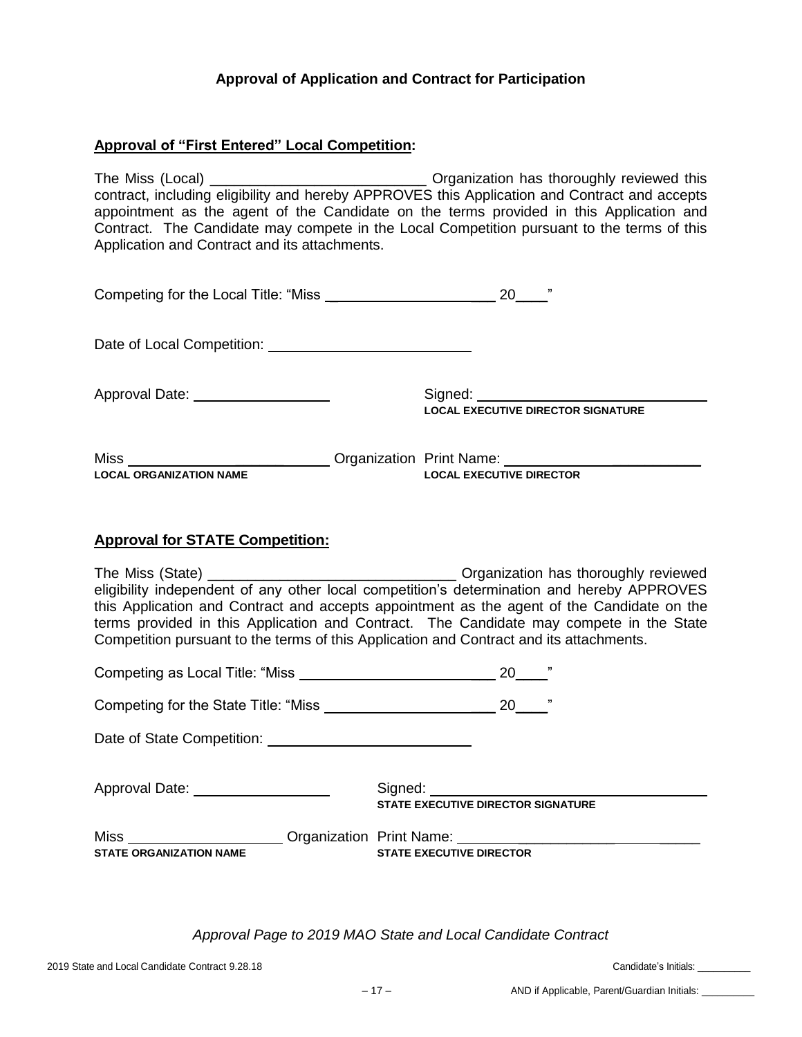## Approval of Application and Contract for Participation

**Approval of "First Entered" Local Competition:**

The Miss (Local) ___________________________ Organization has thoroughly reviewed this contract, including eligibility and hereby APPROVES this Application and Contract and accepts appointment as the agent of the Candidate on the terms provided in this Application and Contract. The Candidate may compete in the Local Competition pursuant to the terms of this Application and Contract and its attachments.

Competing for the Local Title: "Miss ______________________ 20____"

Date of Local Competition: __________________________

Approval Date: _________________ Signed: _______________________________
**LOCAL EXECUTIVE DIRECTOR SIGNATURE**

Miss _________________________ Organization Print Name: ___________________________
**LOCAL ORGANIZATION NAME** **LOCAL EXECUTIVE DIRECTOR**

**Approval for STATE Competition:**

The Miss (State) _______________________________ Organization has thoroughly reviewed eligibility independent of any other local competition's determination and hereby APPROVES this Application and Contract and accepts appointment as the agent of the Candidate on the terms provided in this Application and Contract. The Candidate may compete in the State Competition pursuant to the terms of this Application and Contract and its attachments.

Competing as Local Title: "Miss _________________________ 20____"

Competing for the State Title: "Miss ______________________ 20____"

Date of State Competition: __________________________

Approval Date: _________________ Signed: ___________________________________
**STATE EXECUTIVE DIRECTOR SIGNATURE**

Miss ____________________ Organization Print Name: _______________________________
**STATE ORGANIZATION NAME** **STATE EXECUTIVE DIRECTOR**

*Approval Page to 2019 MAO State and Local Candidate Contract*

2019 State and Local Candidate Contract 9.28.18

Candidate's Initials: __________

AND if Applicable, Parent/Guardian Initials: __________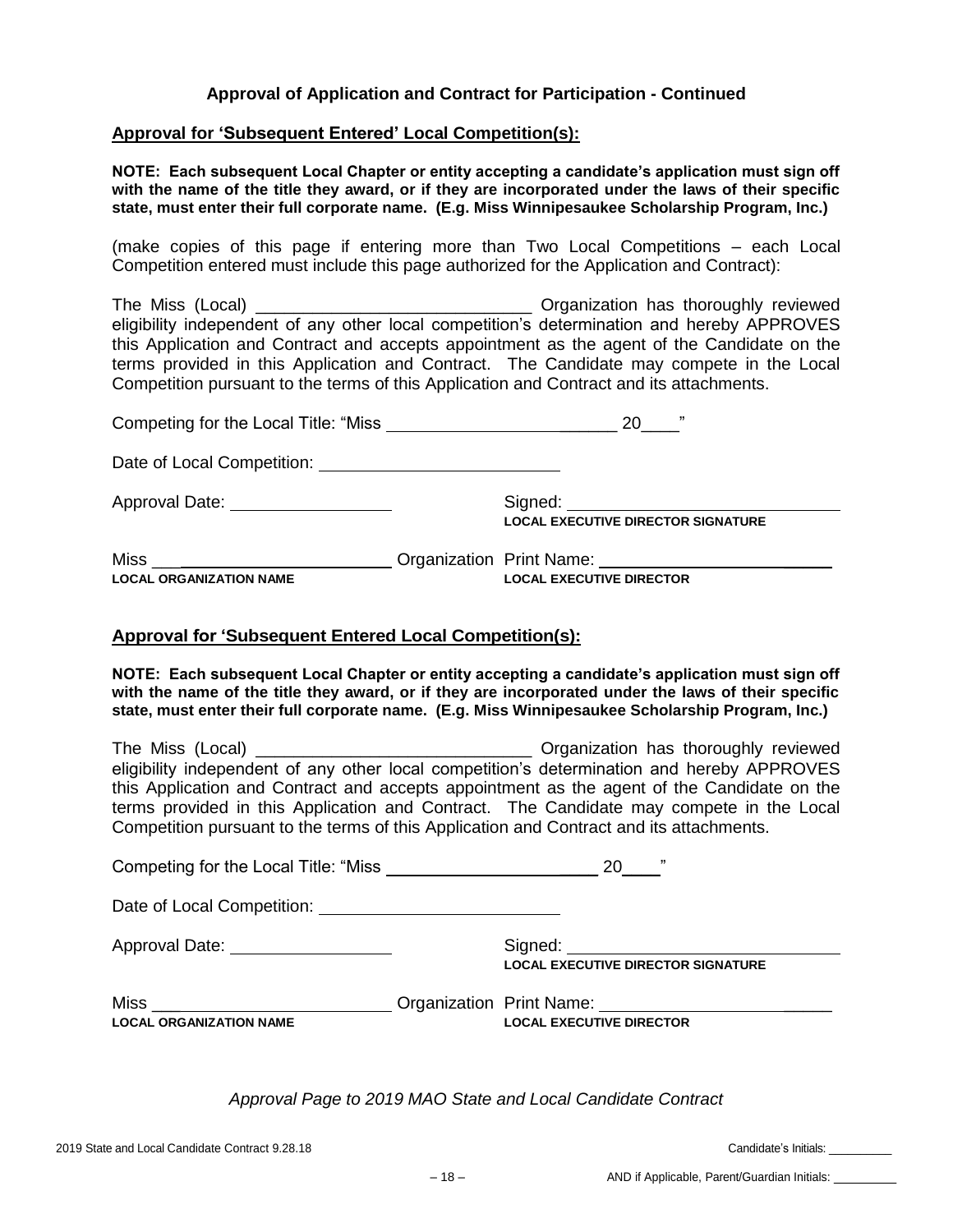### Approval of Application and Contract for Participation - Continued

**Approval for 'Subsequent Entered' Local Competition(s):**

**NOTE: Each subsequent Local Chapter or entity accepting a candidate's application must sign off with the name of the title they award, or if they are incorporated under the laws of their specific state, must enter their full corporate name. (E.g. Miss Winnipesaukee Scholarship Program, Inc.)**

(make copies of this page if entering more than Two Local Competitions – each Local Competition entered must include this page authorized for the Application and Contract):

The Miss (Local) _____________________________ Organization has thoroughly reviewed eligibility independent of any other local competition's determination and hereby APPROVES this Application and Contract and accepts appointment as the agent of the Candidate on the terms provided in this Application and Contract. The Candidate may compete in the Local Competition pursuant to the terms of this Application and Contract and its attachments.

Competing for the Local Title: "Miss ________________________ 20____"

Date of Local Competition: ________________________

Approval Date: ________________ Signed: ____________________________
**LOCAL EXECUTIVE DIRECTOR SIGNATURE**

Miss ________________________ Organization Print Name: ________________________
**LOCAL ORGANIZATION NAME** **LOCAL EXECUTIVE DIRECTOR**

**Approval for 'Subsequent Entered Local Competition(s):**

**NOTE: Each subsequent Local Chapter or entity accepting a candidate's application must sign off with the name of the title they award, or if they are incorporated under the laws of their specific state, must enter their full corporate name. (E.g. Miss Winnipesaukee Scholarship Program, Inc.)**

The Miss (Local) _____________________________ Organization has thoroughly reviewed eligibility independent of any other local competition's determination and hereby APPROVES this Application and Contract and accepts appointment as the agent of the Candidate on the terms provided in this Application and Contract. The Candidate may compete in the Local Competition pursuant to the terms of this Application and Contract and its attachments.

Competing for the Local Title: "Miss ________________________ 20____"

Date of Local Competition: ________________________

Approval Date: ________________ Signed: ____________________________
**LOCAL EXECUTIVE DIRECTOR SIGNATURE**

Miss ________________________ Organization Print Name: ________________________
**LOCAL ORGANIZATION NAME** **LOCAL EXECUTIVE DIRECTOR**

*Approval Page to 2019 MAO State and Local Candidate Contract*

2019 State and Local Candidate Contract 9.28.18 Candidate's Initials: __________

AND if Applicable, Parent/Guardian Initials: __________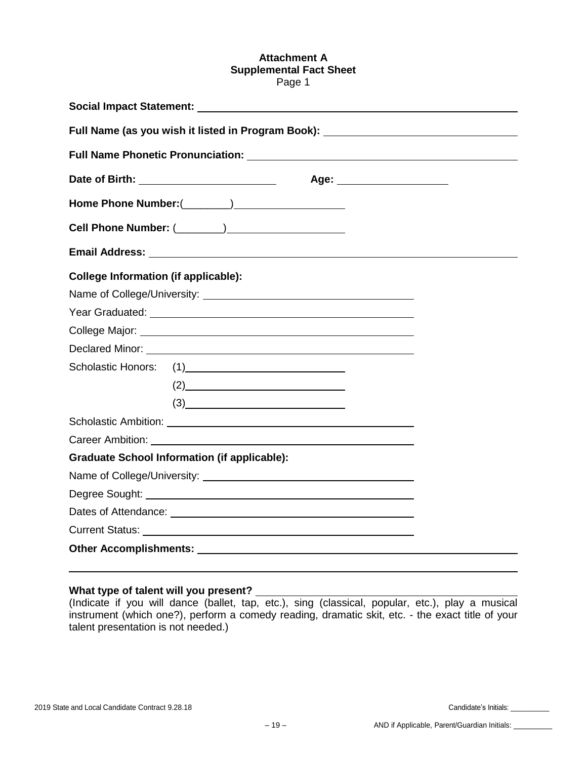**Attachment A**
**Supplemental Fact Sheet**
Page 1

**Social Impact Statement:** ______________________________________________

**Full Name (as you wish it listed in Program Book):** ______________________________

**Full Name Phonetic Pronunciation:** ______________________________________

**Date of Birth:** ____________________ **Age:** ________________

**Home Phone Number:**(________)________________

**Cell Phone Number:** (________)________________

**Email Address:** ______________________________________________

**College Information (if applicable):**

Name of College/University: ______________________________

Year Graduated: ______________________________

College Major: ______________________________

Declared Minor: ______________________________

Scholastic Honors: (1)________________________

(2)________________________

(3)________________________

Scholastic Ambition: ______________________________

Career Ambition: ______________________________

**Graduate School Information (if applicable):**

Name of College/University: ______________________________

Degree Sought: ______________________________

Dates of Attendance: ______________________________

Current Status: ______________________________

**Other Accomplishments:** ______________________________________________

______________________________________________________________

**What type of talent will you present?** ______________________________
(Indicate if you will dance (ballet, tap, etc.), sing (classical, popular, etc.), play a musical instrument (which one?), perform a comedy reading, dramatic skit, etc. - the exact title of your talent presentation is not needed.)

2019 State and Local Candidate Contract 9.28.18

Candidate's Initials: __________

AND if Applicable, Parent/Guardian Initials: __________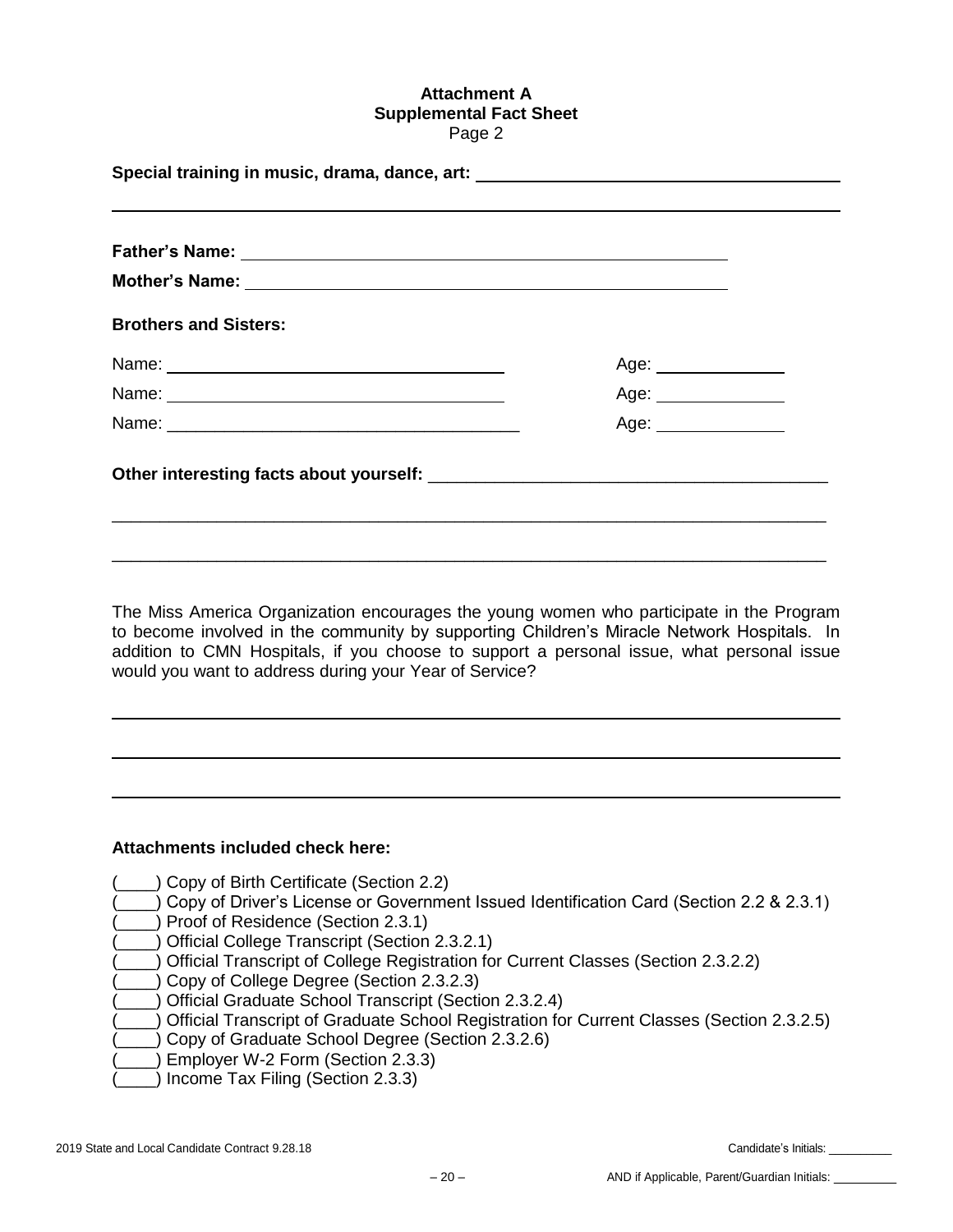**Attachment A**
**Supplemental Fact Sheet**
Page 2

**Special training in music, drama, dance, art:** ______________________________

______________________________________________________________________

**Father's Name:** ______________________________________________

**Mother's Name:** ______________________________________________

**Brothers and Sisters:**

Name: ______________________________ Age: ____________

Name: ______________________________ Age: ____________

Name: ______________________________ Age: ____________

**Other interesting facts about yourself:** ______________________________________

______________________________________________________________________

______________________________________________________________________

The Miss America Organization encourages the young women who participate in the Program to become involved in the community by supporting Children's Miracle Network Hospitals. In addition to CMN Hospitals, if you choose to support a personal issue, what personal issue would you want to address during your Year of Service?

______________________________________________________________________

______________________________________________________________________

______________________________________________________________________

**Attachments included check here:**

(____) Copy of Birth Certificate (Section 2.2)
(____) Copy of Driver's License or Government Issued Identification Card (Section 2.2 & 2.3.1)
(____) Proof of Residence (Section 2.3.1)
(____) Official College Transcript (Section 2.3.2.1)
(____) Official Transcript of College Registration for Current Classes (Section 2.3.2.2)
(____) Copy of College Degree (Section 2.3.2.3)
(____) Official Graduate School Transcript (Section 2.3.2.4)
(____) Official Transcript of Graduate School Registration for Current Classes (Section 2.3.2.5)
(____) Copy of Graduate School Degree (Section 2.3.2.6)
(____) Employer W-2 Form (Section 2.3.3)
(____) Income Tax Filing (Section 2.3.3)

2019 State and Local Candidate Contract 9.28.18 Candidate's Initials: __________

AND if Applicable, Parent/Guardian Initials: __________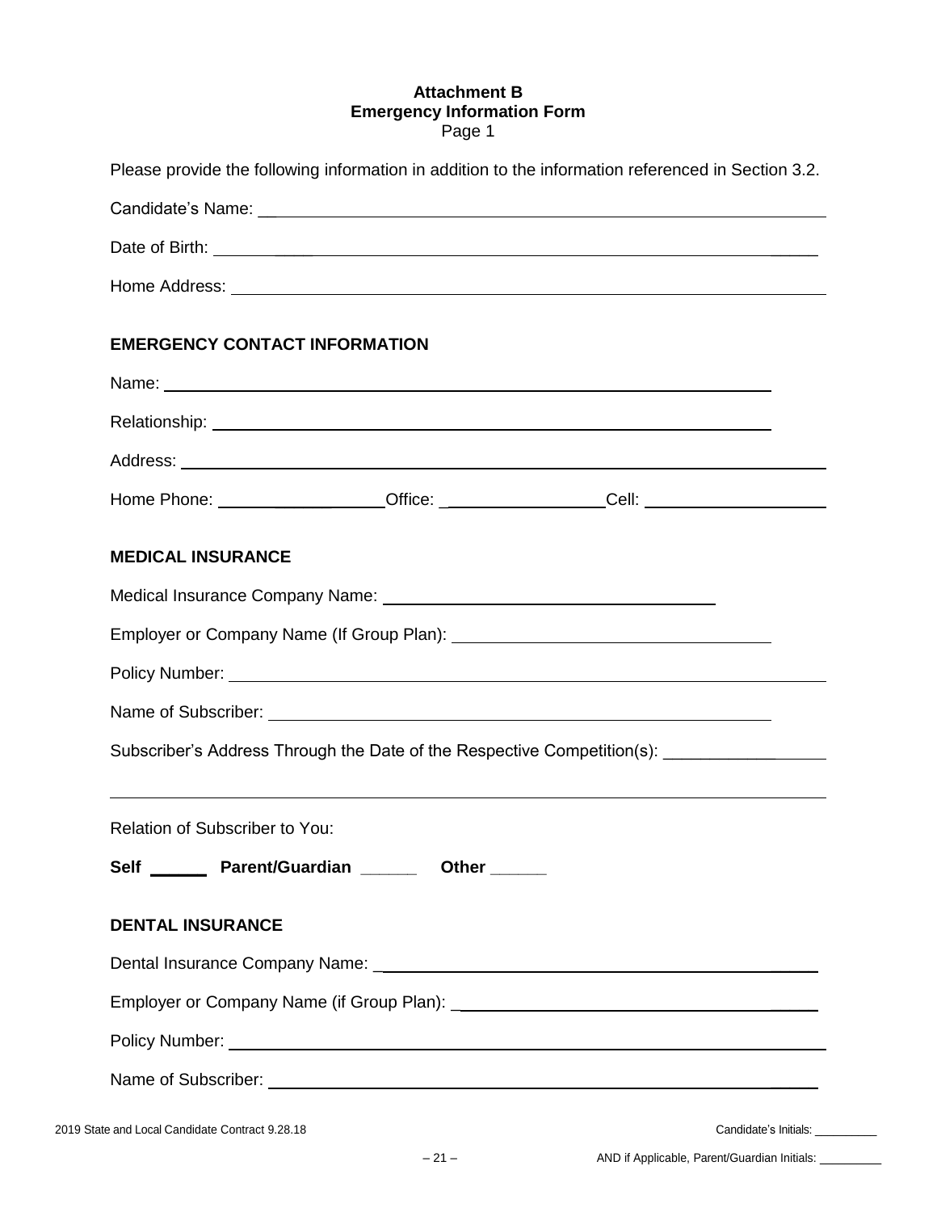**Attachment B**
**Emergency Information Form**
Page 1

Please provide the following information in addition to the information referenced in Section 3.2.

Candidate's Name: ______________________________________________

Date of Birth: ______________________________________________

Home Address: ______________________________________________

**EMERGENCY CONTACT INFORMATION**

Name: ______________________________________________

Relationship: ______________________________________________

Address: ______________________________________________

Home Phone: ________________ Office: ________________ Cell: ________________

**MEDICAL INSURANCE**

Medical Insurance Company Name: ______________________________

Employer or Company Name (If Group Plan): ______________________________

Policy Number: ______________________________________________

Name of Subscriber: ______________________________________________

Subscriber's Address Through the Date of the Respective Competition(s): ________________

______________________________________________________________________

Relation of Subscriber to You:

**Self** ______ **Parent/Guardian** ______ **Other** ______

**DENTAL INSURANCE**

Dental Insurance Company Name: ______________________________

Employer or Company Name (if Group Plan): ______________________________

Policy Number: ______________________________________________

Name of Subscriber: ______________________________________________

2019 State and Local Candidate Contract 9.28.18

Candidate's Initials: __________

AND if Applicable, Parent/Guardian Initials: __________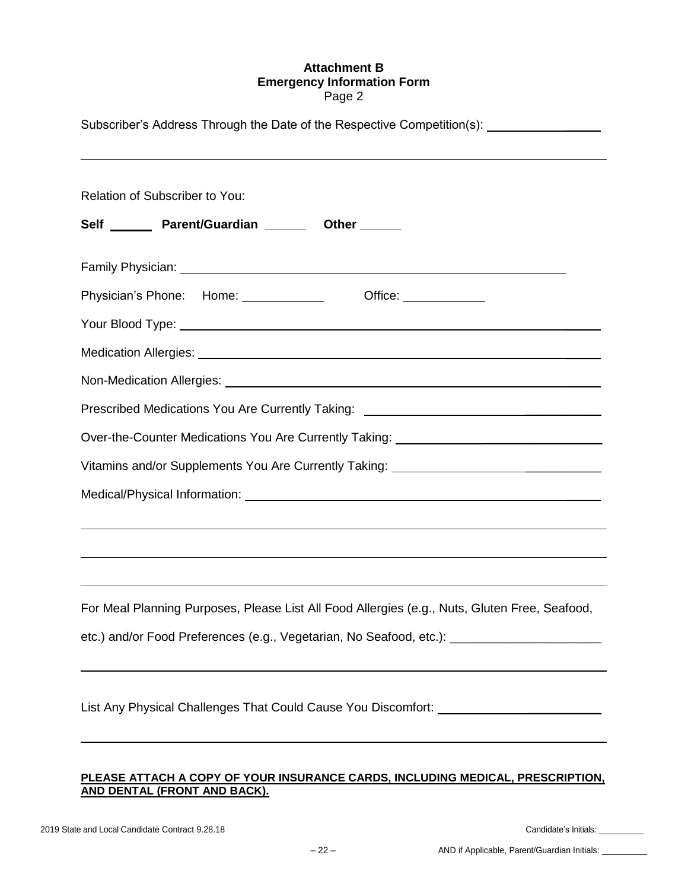**Attachment B**
**Emergency Information Form**
Page 2

Subscriber's Address Through the Date of the Respective Competition(s): ________________

________________________________________________________________________

Relation of Subscriber to You:

**Self ______ Parent/Guardian ______ Other ______**

Family Physician: ____________________________________________________

Physician's Phone: Home: ____________ Office: ____________

Your Blood Type: ____________________________________________________

Medication Allergies: ____________________________________________________

Non-Medication Allergies: ____________________________________________________

Prescribed Medications You Are Currently Taking: ______________________________

Over-the-Counter Medications You Are Currently Taking: __________________________

Vitamins and/or Supplements You Are Currently Taking: __________________________

Medical/Physical Information: ____________________________________________

________________________________________________________________________

________________________________________________________________________

________________________________________________________________________

For Meal Planning Purposes, Please List All Food Allergies (e.g., Nuts, Gluten Free, Seafood, etc.) and/or Food Preferences (e.g., Vegetarian, No Seafood, etc.): ______________________

________________________________________________________________________

List Any Physical Challenges That Could Cause You Discomfort: ______________________

________________________________________________________________________

**PLEASE ATTACH A COPY OF YOUR INSURANCE CARDS, INCLUDING MEDICAL, PRESCRIPTION, AND DENTAL (FRONT AND BACK).**

2019 State and Local Candidate Contract 9.28.18

Candidate's Initials: __________

AND if Applicable, Parent/Guardian Initials: __________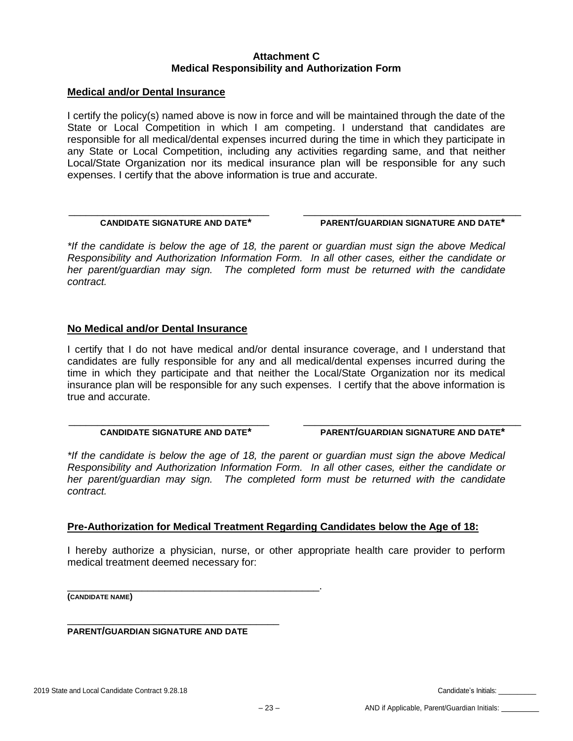## Attachment C
## Medical Responsibility and Authorization Form

**Medical and/or Dental Insurance**

I certify the policy(s) named above is now in force and will be maintained through the date of the State or Local Competition in which I am competing. I understand that candidates are responsible for all medical/dental expenses incurred during the time in which they participate in any State or Local Competition, including any activities regarding same, and that neither Local/State Organization nor its medical insurance plan will be responsible for any such expenses. I certify that the above information is true and accurate.

_______________________________________ _______________________________________
**CANDIDATE SIGNATURE AND DATE*** **PARENT/GUARDIAN SIGNATURE AND DATE***

*\*If the candidate is below the age of 18, the parent or guardian must sign the above Medical Responsibility and Authorization Information Form. In all other cases, either the candidate or her parent/guardian may sign. The completed form must be returned with the candidate contract.*

**No Medical and/or Dental Insurance**

I certify that I do not have medical and/or dental insurance coverage, and I understand that candidates are fully responsible for any and all medical/dental expenses incurred during the time in which they participate and that neither the Local/State Organization nor its medical insurance plan will be responsible for any such expenses. I certify that the above information is true and accurate.

_______________________________________ _______________________________________
**CANDIDATE SIGNATURE AND DATE*** **PARENT/GUARDIAN SIGNATURE AND DATE***

*\*If the candidate is below the age of 18, the parent or guardian must sign the above Medical Responsibility and Authorization Information Form. In all other cases, either the candidate or her parent/guardian may sign. The completed form must be returned with the candidate contract.*

**Pre-Authorization for Medical Treatment Regarding Candidates below the Age of 18:**

I hereby authorize a physician, nurse, or other appropriate health care provider to perform medical treatment deemed necessary for:

_______________________________________________.
**(CANDIDATE NAME)**

_______________________________________
**PARENT/GUARDIAN SIGNATURE AND DATE**

2019 State and Local Candidate Contract 9.28.18

Candidate's Initials: __________

AND if Applicable, Parent/Guardian Initials: __________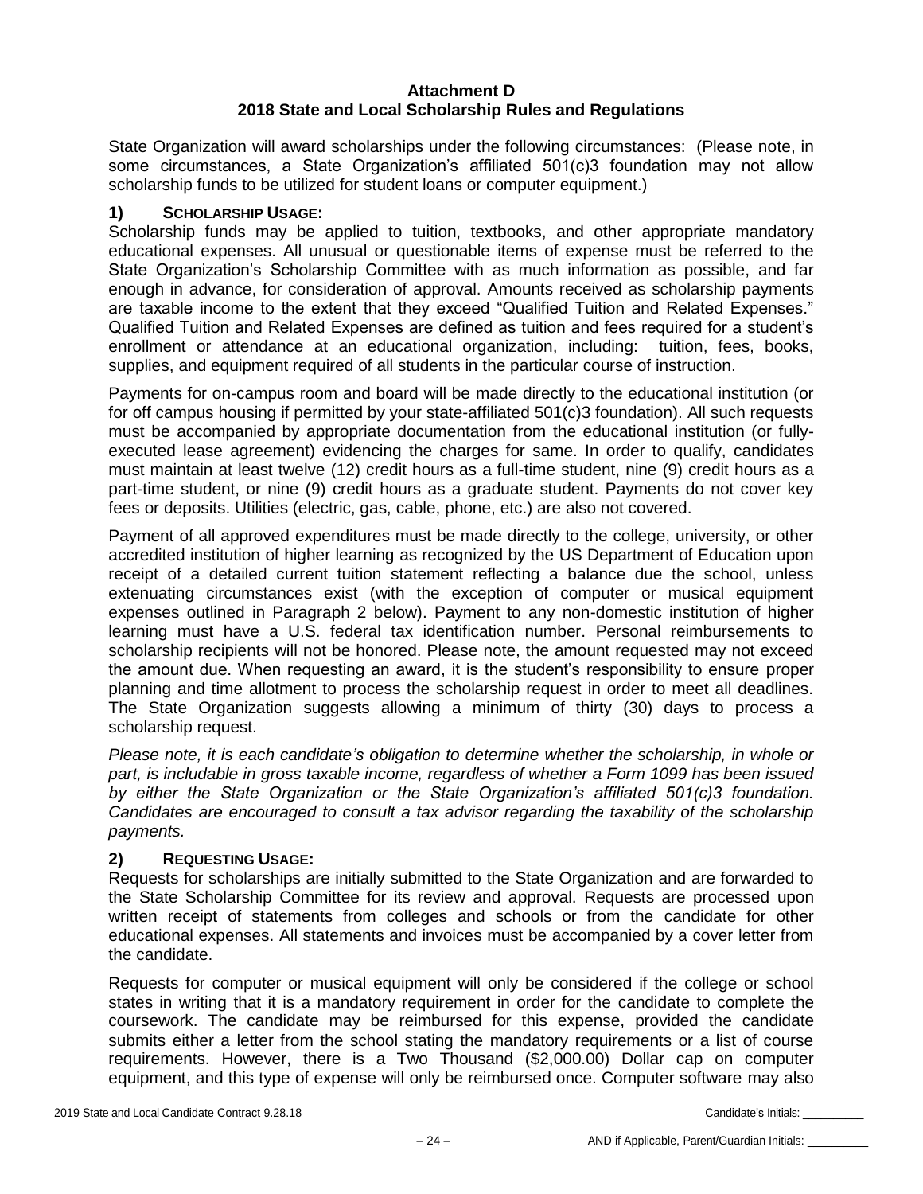**Attachment D**
**2018 State and Local Scholarship Rules and Regulations**

State Organization will award scholarships under the following circumstances: (Please note, in some circumstances, a State Organization's affiliated 501(c)3 foundation may not allow scholarship funds to be utilized for student loans or computer equipment.)

**1) SCHOLARSHIP USAGE:**

Scholarship funds may be applied to tuition, textbooks, and other appropriate mandatory educational expenses. All unusual or questionable items of expense must be referred to the State Organization's Scholarship Committee with as much information as possible, and far enough in advance, for consideration of approval. Amounts received as scholarship payments are taxable income to the extent that they exceed "Qualified Tuition and Related Expenses." Qualified Tuition and Related Expenses are defined as tuition and fees required for a student's enrollment or attendance at an educational organization, including: tuition, fees, books, supplies, and equipment required of all students in the particular course of instruction.

Payments for on-campus room and board will be made directly to the educational institution (or for off campus housing if permitted by your state-affiliated 501(c)3 foundation). All such requests must be accompanied by appropriate documentation from the educational institution (or fully-executed lease agreement) evidencing the charges for same. In order to qualify, candidates must maintain at least twelve (12) credit hours as a full-time student, nine (9) credit hours as a part-time student, or nine (9) credit hours as a graduate student. Payments do not cover key fees or deposits. Utilities (electric, gas, cable, phone, etc.) are also not covered.

Payment of all approved expenditures must be made directly to the college, university, or other accredited institution of higher learning as recognized by the US Department of Education upon receipt of a detailed current tuition statement reflecting a balance due the school, unless extenuating circumstances exist (with the exception of computer or musical equipment expenses outlined in Paragraph 2 below). Payment to any non-domestic institution of higher learning must have a U.S. federal tax identification number. Personal reimbursements to scholarship recipients will not be honored. Please note, the amount requested may not exceed the amount due. When requesting an award, it is the student's responsibility to ensure proper planning and time allotment to process the scholarship request in order to meet all deadlines. The State Organization suggests allowing a minimum of thirty (30) days to process a scholarship request.

*Please note, it is each candidate's obligation to determine whether the scholarship, in whole or part, is includable in gross taxable income, regardless of whether a Form 1099 has been issued by either the State Organization or the State Organization's affiliated 501(c)3 foundation. Candidates are encouraged to consult a tax advisor regarding the taxability of the scholarship payments.*

**2) REQUESTING USAGE:**

Requests for scholarships are initially submitted to the State Organization and are forwarded to the State Scholarship Committee for its review and approval. Requests are processed upon written receipt of statements from colleges and schools or from the candidate for other educational expenses. All statements and invoices must be accompanied by a cover letter from the candidate.

Requests for computer or musical equipment will only be considered if the college or school states in writing that it is a mandatory requirement in order for the candidate to complete the coursework. The candidate may be reimbursed for this expense, provided the candidate submits either a letter from the school stating the mandatory requirements or a list of course requirements. However, there is a Two Thousand ($2,000.00) Dollar cap on computer equipment, and this type of expense will only be reimbursed once. Computer software may also

2019 State and Local Candidate Contract 9.28.18 Candidate's Initials: __________

AND if Applicable, Parent/Guardian Initials: __________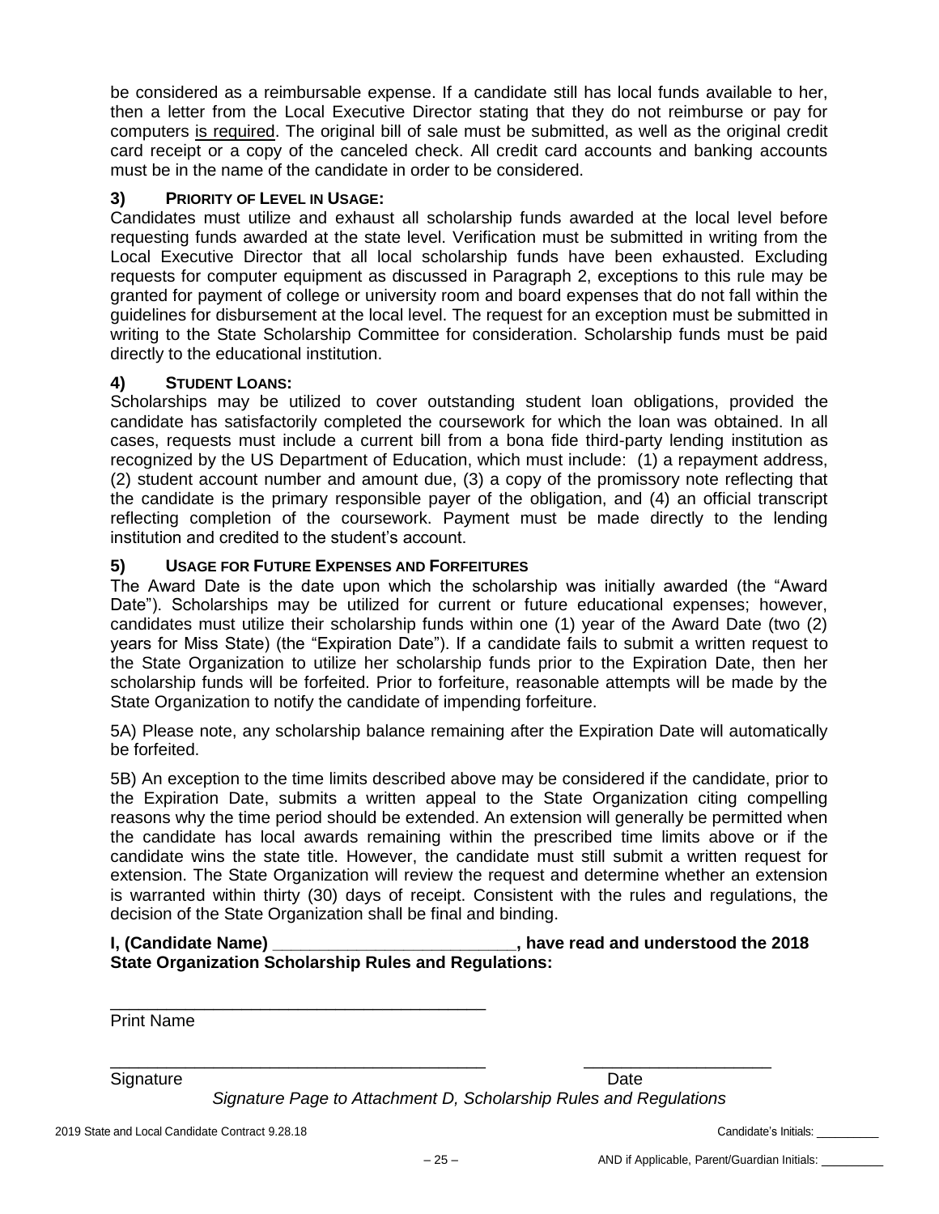be considered as a reimbursable expense. If a candidate still has local funds available to her, then a letter from the Local Executive Director stating that they do not reimburse or pay for computers <u>is required</u>. The original bill of sale must be submitted, as well as the original credit card receipt or a copy of the canceled check. All credit card accounts and banking accounts must be in the name of the candidate in order to be considered.

### 3) PRIORITY OF LEVEL IN USAGE:

Candidates must utilize and exhaust all scholarship funds awarded at the local level before requesting funds awarded at the state level. Verification must be submitted in writing from the Local Executive Director that all local scholarship funds have been exhausted. Excluding requests for computer equipment as discussed in Paragraph 2, exceptions to this rule may be granted for payment of college or university room and board expenses that do not fall within the guidelines for disbursement at the local level. The request for an exception must be submitted in writing to the State Scholarship Committee for consideration. Scholarship funds must be paid directly to the educational institution.

### 4) STUDENT LOANS:

Scholarships may be utilized to cover outstanding student loan obligations, provided the candidate has satisfactorily completed the coursework for which the loan was obtained. In all cases, requests must include a current bill from a bona fide third-party lending institution as recognized by the US Department of Education, which must include: (1) a repayment address, (2) student account number and amount due, (3) a copy of the promissory note reflecting that the candidate is the primary responsible payer of the obligation, and (4) an official transcript reflecting completion of the coursework. Payment must be made directly to the lending institution and credited to the student's account.

### 5) USAGE FOR FUTURE EXPENSES AND FORFEITURES

The Award Date is the date upon which the scholarship was initially awarded (the "Award Date"). Scholarships may be utilized for current or future educational expenses; however, candidates must utilize their scholarship funds within one (1) year of the Award Date (two (2) years for Miss State) (the "Expiration Date"). If a candidate fails to submit a written request to the State Organization to utilize her scholarship funds prior to the Expiration Date, then her scholarship funds will be forfeited. Prior to forfeiture, reasonable attempts will be made by the State Organization to notify the candidate of impending forfeiture.

5A) Please note, any scholarship balance remaining after the Expiration Date will automatically be forfeited.

5B) An exception to the time limits described above may be considered if the candidate, prior to the Expiration Date, submits a written appeal to the State Organization citing compelling reasons why the time period should be extended. An extension will generally be permitted when the candidate has local awards remaining within the prescribed time limits above or if the candidate wins the state title. However, the candidate must still submit a written request for extension. The State Organization will review the request and determine whether an extension is warranted within thirty (30) days of receipt. Consistent with the rules and regulations, the decision of the State Organization shall be final and binding.

**I, (Candidate Name) __________________________, have read and understood the 2018 State Organization Scholarship Rules and Regulations:**

_________________________________________
Print Name

_________________________________________ ____________________
Signature Date

*Signature Page to Attachment D, Scholarship Rules and Regulations*

Candidate's Initials: __________

AND if Applicable, Parent/Guardian Initials: __________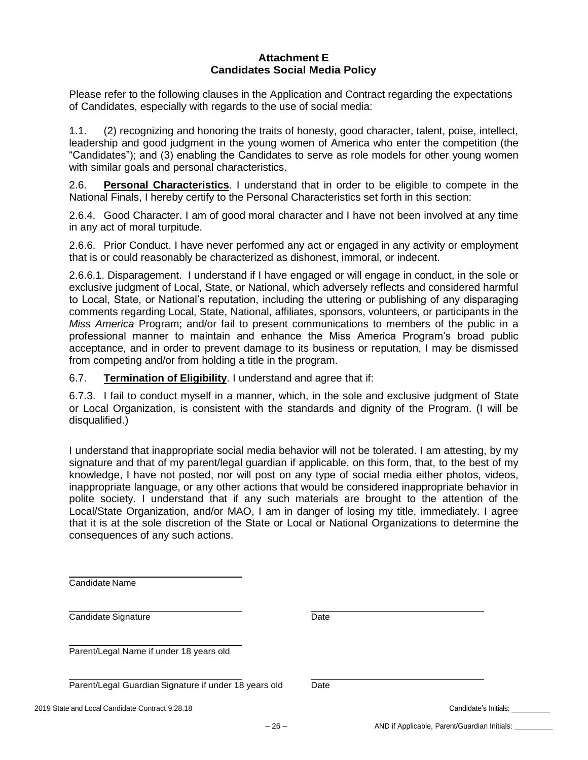## Attachment E
## Candidates Social Media Policy

Please refer to the following clauses in the Application and Contract regarding the expectations of Candidates, especially with regards to the use of social media:

1.1. (2) recognizing and honoring the traits of honesty, good character, talent, poise, intellect, leadership and good judgment in the young women of America who enter the competition (the "Candidates"); and (3) enabling the Candidates to serve as role models for other young women with similar goals and personal characteristics.

2.6. **Personal Characteristics**. I understand that in order to be eligible to compete in the National Finals, I hereby certify to the Personal Characteristics set forth in this section:

2.6.4. Good Character. I am of good moral character and I have not been involved at any time in any act of moral turpitude.

2.6.6. Prior Conduct. I have never performed any act or engaged in any activity or employment that is or could reasonably be characterized as dishonest, immoral, or indecent.

2.6.6.1. Disparagement. I understand if I have engaged or will engage in conduct, in the sole or exclusive judgment of Local, State, or National, which adversely reflects and considered harmful to Local, State, or National's reputation, including the uttering or publishing of any disparaging comments regarding Local, State, National, affiliates, sponsors, volunteers, or participants in the *Miss America* Program; and/or fail to present communications to members of the public in a professional manner to maintain and enhance the Miss America Program's broad public acceptance, and in order to prevent damage to its business or reputation, I may be dismissed from competing and/or from holding a title in the program.

6.7. **Termination of Eligibility**. I understand and agree that if:

6.7.3. I fail to conduct myself in a manner, which, in the sole and exclusive judgment of State or Local Organization, is consistent with the standards and dignity of the Program. (I will be disqualified.)

I understand that inappropriate social media behavior will not be tolerated. I am attesting, by my signature and that of my parent/legal guardian if applicable, on this form, that, to the best of my knowledge, I have not posted, nor will post on any type of social media either photos, videos, inappropriate language, or any other actions that would be considered inappropriate behavior in polite society. I understand that if any such materials are brought to the attention of the Local/State Organization, and/or MAO, I am in danger of losing my title, immediately. I agree that it is at the sole discretion of the State or Local or National Organizations to determine the consequences of any such actions.

______________________________
Candidate Name

______________________________ ______________________________
Candidate Signature Date

______________________________
Parent/Legal Name if under 18 years old

______________________________ ______________________________
Parent/Legal Guardian Signature if under 18 years old Date

Candidate's Initials: __________

AND if Applicable, Parent/Guardian Initials: __________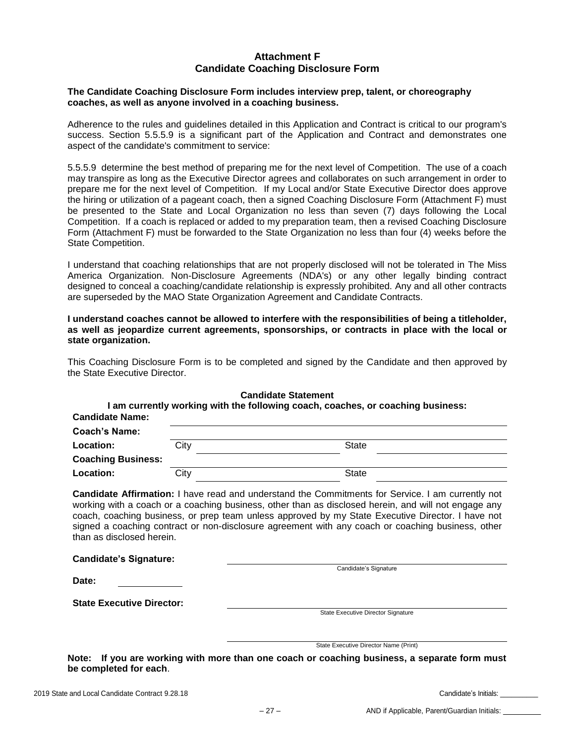## Attachment F
## Candidate Coaching Disclosure Form

**The Candidate Coaching Disclosure Form includes interview prep, talent, or choreography coaches, as well as anyone involved in a coaching business.**

Adherence to the rules and guidelines detailed in this Application and Contract is critical to our program's success. Section 5.5.5.9 is a significant part of the Application and Contract and demonstrates one aspect of the candidate's commitment to service:

5.5.5.9 determine the best method of preparing me for the next level of Competition. The use of a coach may transpire as long as the Executive Director agrees and collaborates on such arrangement in order to prepare me for the next level of Competition. If my Local and/or State Executive Director does approve the hiring or utilization of a pageant coach, then a signed Coaching Disclosure Form (Attachment F) must be presented to the State and Local Organization no less than seven (7) days following the Local Competition. If a coach is replaced or added to my preparation team, then a revised Coaching Disclosure Form (Attachment F) must be forwarded to the State Organization no less than four (4) weeks before the State Competition.

I understand that coaching relationships that are not properly disclosed will not be tolerated in The Miss America Organization. Non-Disclosure Agreements (NDA's) or any other legally binding contract designed to conceal a coaching/candidate relationship is expressly prohibited. Any and all other contracts are superseded by the MAO State Organization Agreement and Candidate Contracts.

**I understand coaches cannot be allowed to interfere with the responsibilities of being a titleholder, as well as jeopardize current agreements, sponsorships, or contracts in place with the local or state organization.**

This Coaching Disclosure Form is to be completed and signed by the Candidate and then approved by the State Executive Director.

**Candidate Statement**

**I am currently working with the following coach, coaches, or coaching business:**

**Candidate Name:** ______________________________

**Coach's Name:** ______________________________

**Location:** City ______________ State ______________

**Coaching Business:** ______________________________

**Location:** City ______________ State ______________

**Candidate Affirmation:** I have read and understand the Commitments for Service. I am currently not working with a coach or a coaching business, other than as disclosed herein, and will not engage any coach, coaching business, or prep team unless approved by my State Executive Director. I have not signed a coaching contract or non-disclosure agreement with any coach or coaching business, other than as disclosed herein.

**Candidate's Signature:** ______________________________
Candidate's Signature

**Date:** ______________

**State Executive Director:** ______________________________
State Executive Director Signature

______________________________
State Executive Director Name (Print)

**Note: If you are working with more than one coach or coaching business, a separate form must be completed for each**.

2019 State and Local Candidate Contract 9.28.18

Candidate's Initials: __________

AND if Applicable, Parent/Guardian Initials: __________